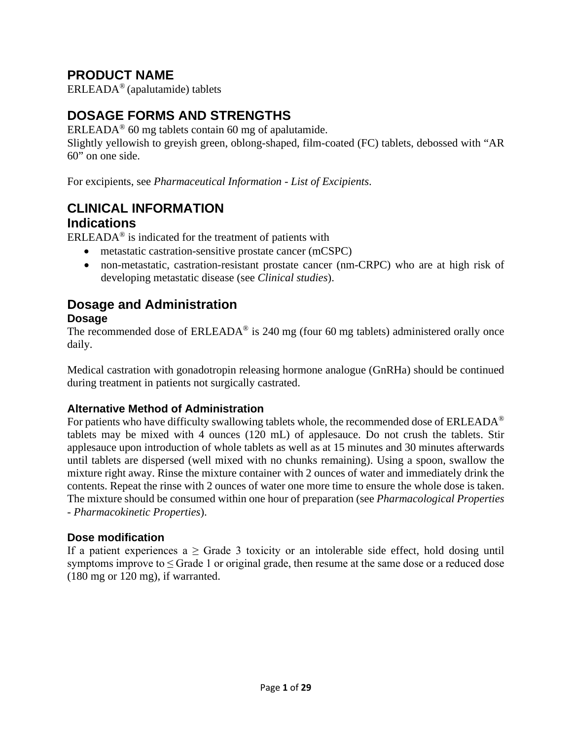# PRODUCT NAME

ERLEADA® (apalutamide) tablets

# DOSAGE FORMS AND STRENGTHS

ERLEADA® 60 mg tablets contain 60 mg of apalutamide.
Slightly yellowish to greyish green, oblong-shaped, film-coated (FC) tablets, debossed with "AR 60" on one side.

For excipients, see *Pharmaceutical Information - List of Excipients*.

# CLINICAL INFORMATION

## Indications

ERLEADA® is indicated for the treatment of patients with

- metastatic castration-sensitive prostate cancer (mCSPC)
- non-metastatic, castration-resistant prostate cancer (nm-CRPC) who are at high risk of developing metastatic disease (see *Clinical studies*).

## Dosage and Administration

### Dosage

The recommended dose of ERLEADA® is 240 mg (four 60 mg tablets) administered orally once daily.

Medical castration with gonadotropin releasing hormone analogue (GnRHa) should be continued during treatment in patients not surgically castrated.

### Alternative Method of Administration

For patients who have difficulty swallowing tablets whole, the recommended dose of ERLEADA® tablets may be mixed with 4 ounces (120 mL) of applesauce. Do not crush the tablets. Stir applesauce upon introduction of whole tablets as well as at 15 minutes and 30 minutes afterwards until tablets are dispersed (well mixed with no chunks remaining). Using a spoon, swallow the mixture right away. Rinse the mixture container with 2 ounces of water and immediately drink the contents. Repeat the rinse with 2 ounces of water one more time to ensure the whole dose is taken. The mixture should be consumed within one hour of preparation (see *Pharmacological Properties - Pharmacokinetic Properties*).

### Dose modification

If a patient experiences a ≥ Grade 3 toxicity or an intolerable side effect, hold dosing until symptoms improve to ≤ Grade 1 or original grade, then resume at the same dose or a reduced dose (180 mg or 120 mg), if warranted.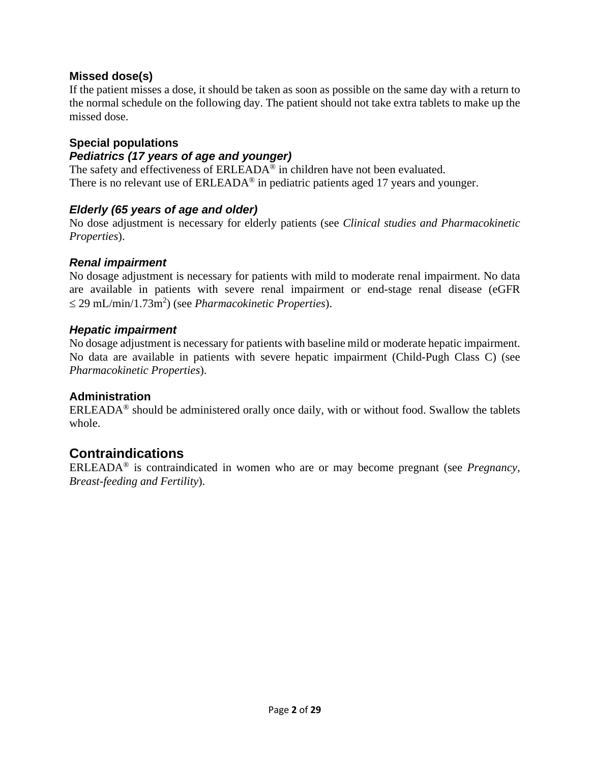### Missed dose(s)

If the patient misses a dose, it should be taken as soon as possible on the same day with a return to the normal schedule on the following day. The patient should not take extra tablets to make up the missed dose.

### Special populations

#### *Pediatrics (17 years of age and younger)*

The safety and effectiveness of ERLEADA® in children have not been evaluated.
There is no relevant use of ERLEADA® in pediatric patients aged 17 years and younger.

#### *Elderly (65 years of age and older)*

No dose adjustment is necessary for elderly patients (see *Clinical studies and Pharmacokinetic Properties*).

#### *Renal impairment*

No dosage adjustment is necessary for patients with mild to moderate renal impairment. No data are available in patients with severe renal impairment or end-stage renal disease (eGFR ≤ 29 mL/min/1.73m$^2$) (see *Pharmacokinetic Properties*).

#### *Hepatic impairment*

No dosage adjustment is necessary for patients with baseline mild or moderate hepatic impairment. No data are available in patients with severe hepatic impairment (Child-Pugh Class C) (see *Pharmacokinetic Properties*).

### Administration

ERLEADA® should be administered orally once daily, with or without food. Swallow the tablets whole.

## Contraindications

ERLEADA® is contraindicated in women who are or may become pregnant (see *Pregnancy, Breast-feeding and Fertility*).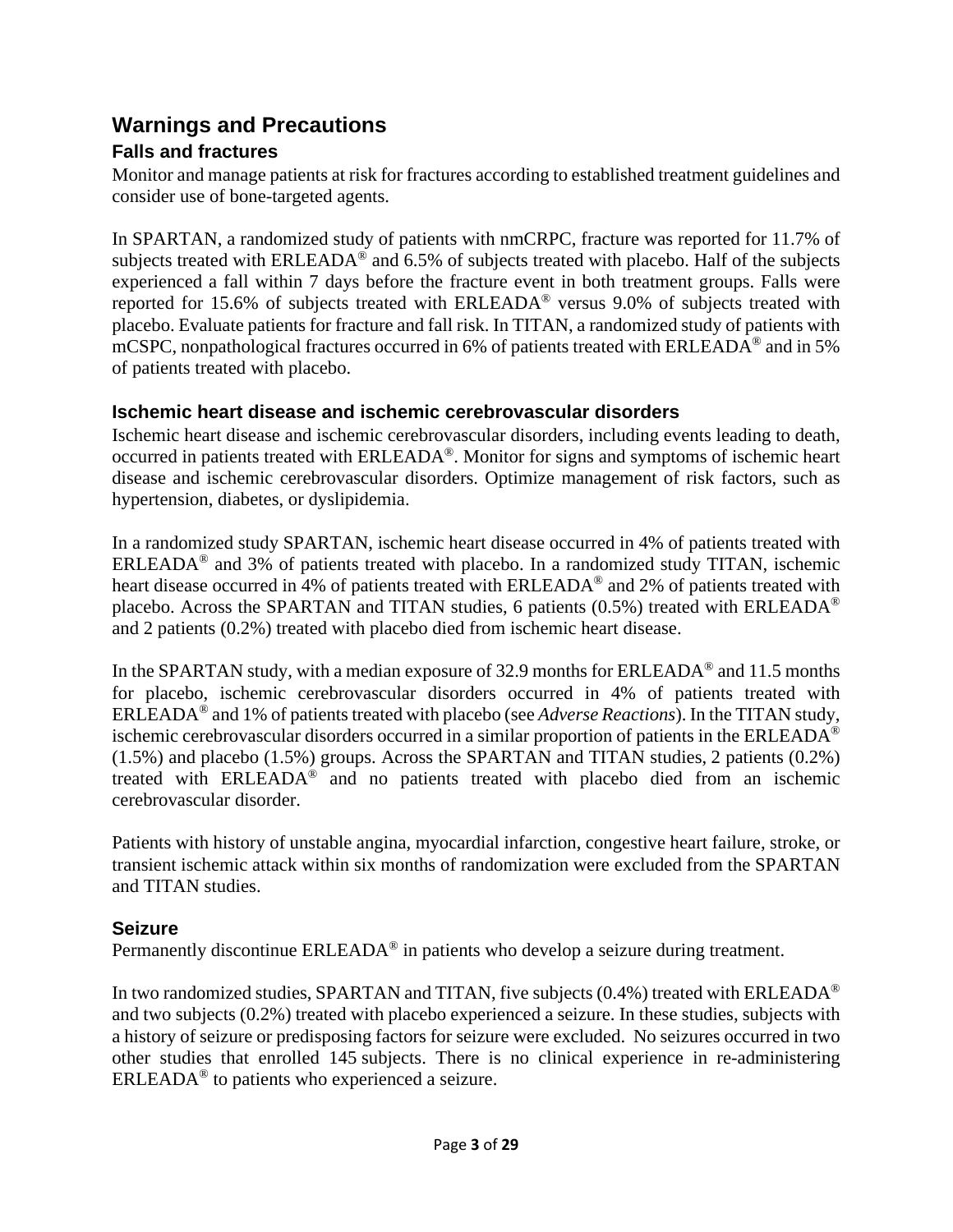## Warnings and Precautions

### Falls and fractures

Monitor and manage patients at risk for fractures according to established treatment guidelines and consider use of bone-targeted agents.

In SPARTAN, a randomized study of patients with nmCRPC, fracture was reported for 11.7% of subjects treated with ERLEADA® and 6.5% of subjects treated with placebo. Half of the subjects experienced a fall within 7 days before the fracture event in both treatment groups. Falls were reported for 15.6% of subjects treated with ERLEADA® versus 9.0% of subjects treated with placebo. Evaluate patients for fracture and fall risk. In TITAN, a randomized study of patients with mCSPC, nonpathological fractures occurred in 6% of patients treated with ERLEADA® and in 5% of patients treated with placebo.

### Ischemic heart disease and ischemic cerebrovascular disorders

Ischemic heart disease and ischemic cerebrovascular disorders, including events leading to death, occurred in patients treated with ERLEADA®. Monitor for signs and symptoms of ischemic heart disease and ischemic cerebrovascular disorders. Optimize management of risk factors, such as hypertension, diabetes, or dyslipidemia.

In a randomized study SPARTAN, ischemic heart disease occurred in 4% of patients treated with ERLEADA® and 3% of patients treated with placebo. In a randomized study TITAN, ischemic heart disease occurred in 4% of patients treated with ERLEADA® and 2% of patients treated with placebo. Across the SPARTAN and TITAN studies, 6 patients (0.5%) treated with ERLEADA® and 2 patients (0.2%) treated with placebo died from ischemic heart disease.

In the SPARTAN study, with a median exposure of 32.9 months for ERLEADA® and 11.5 months for placebo, ischemic cerebrovascular disorders occurred in 4% of patients treated with ERLEADA® and 1% of patients treated with placebo (see *Adverse Reactions*). In the TITAN study, ischemic cerebrovascular disorders occurred in a similar proportion of patients in the ERLEADA® (1.5%) and placebo (1.5%) groups. Across the SPARTAN and TITAN studies, 2 patients (0.2%) treated with ERLEADA® and no patients treated with placebo died from an ischemic cerebrovascular disorder.

Patients with history of unstable angina, myocardial infarction, congestive heart failure, stroke, or transient ischemic attack within six months of randomization were excluded from the SPARTAN and TITAN studies.

### Seizure

Permanently discontinue ERLEADA® in patients who develop a seizure during treatment.

In two randomized studies, SPARTAN and TITAN, five subjects (0.4%) treated with ERLEADA® and two subjects (0.2%) treated with placebo experienced a seizure. In these studies, subjects with a history of seizure or predisposing factors for seizure were excluded. No seizures occurred in two other studies that enrolled 145 subjects. There is no clinical experience in re-administering ERLEADA® to patients who experienced a seizure.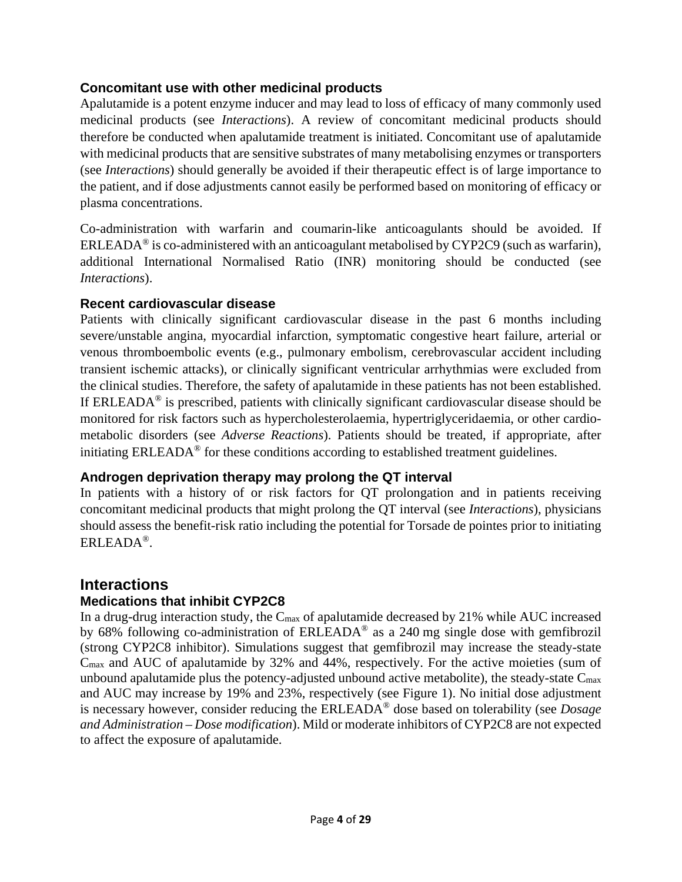### Concomitant use with other medicinal products

Apalutamide is a potent enzyme inducer and may lead to loss of efficacy of many commonly used medicinal products (see *Interactions*). A review of concomitant medicinal products should therefore be conducted when apalutamide treatment is initiated. Concomitant use of apalutamide with medicinal products that are sensitive substrates of many metabolising enzymes or transporters (see *Interactions*) should generally be avoided if their therapeutic effect is of large importance to the patient, and if dose adjustments cannot easily be performed based on monitoring of efficacy or plasma concentrations.

Co-administration with warfarin and coumarin-like anticoagulants should be avoided. If ERLEADA® is co-administered with an anticoagulant metabolised by CYP2C9 (such as warfarin), additional International Normalised Ratio (INR) monitoring should be conducted (see *Interactions*).

### Recent cardiovascular disease

Patients with clinically significant cardiovascular disease in the past 6 months including severe/unstable angina, myocardial infarction, symptomatic congestive heart failure, arterial or venous thromboembolic events (e.g., pulmonary embolism, cerebrovascular accident including transient ischemic attacks), or clinically significant ventricular arrhythmias were excluded from the clinical studies. Therefore, the safety of apalutamide in these patients has not been established. If ERLEADA® is prescribed, patients with clinically significant cardiovascular disease should be monitored for risk factors such as hypercholesterolaemia, hypertriglyceridaemia, or other cardio-metabolic disorders (see *Adverse Reactions*). Patients should be treated, if appropriate, after initiating ERLEADA® for these conditions according to established treatment guidelines.

### Androgen deprivation therapy may prolong the QT interval

In patients with a history of or risk factors for QT prolongation and in patients receiving concomitant medicinal products that might prolong the QT interval (see *Interactions*), physicians should assess the benefit-risk ratio including the potential for Torsade de pointes prior to initiating ERLEADA®.

## Interactions

### Medications that inhibit CYP2C8

In a drug-drug interaction study, the $C_{max}$ of apalutamide decreased by 21% while AUC increased by 68% following co-administration of ERLEADA® as a 240 mg single dose with gemfibrozil (strong CYP2C8 inhibitor). Simulations suggest that gemfibrozil may increase the steady-state $C_{max}$ and AUC of apalutamide by 32% and 44%, respectively. For the active moieties (sum of unbound apalutamide plus the potency-adjusted unbound active metabolite), the steady-state $C_{max}$ and AUC may increase by 19% and 23%, respectively (see Figure 1). No initial dose adjustment is necessary however, consider reducing the ERLEADA® dose based on tolerability (see *Dosage and Administration – Dose modification*). Mild or moderate inhibitors of CYP2C8 are not expected to affect the exposure of apalutamide.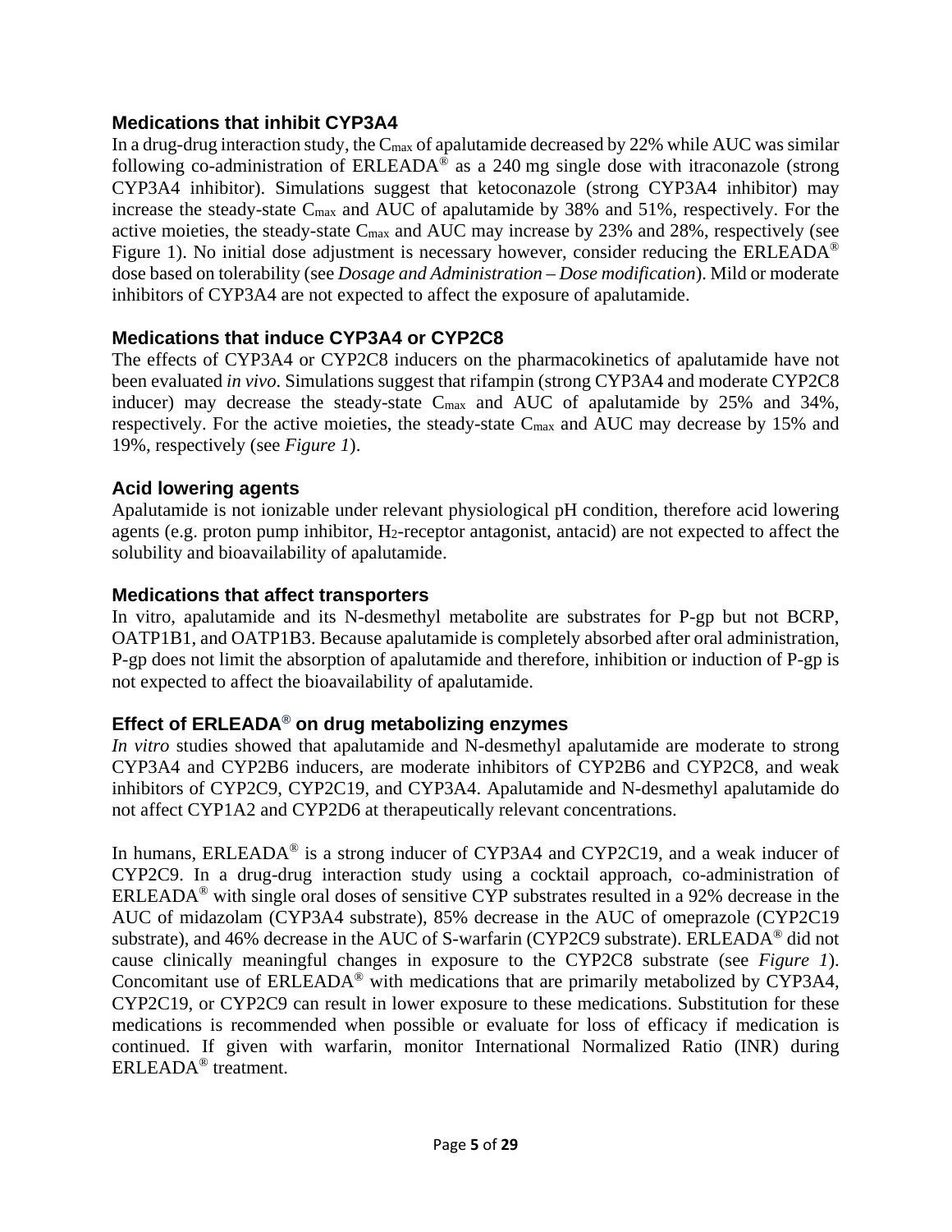### Medications that inhibit CYP3A4

In a drug-drug interaction study, the $C_{max}$ of apalutamide decreased by 22% while AUC was similar following co-administration of ERLEADA® as a 240 mg single dose with itraconazole (strong CYP3A4 inhibitor). Simulations suggest that ketoconazole (strong CYP3A4 inhibitor) may increase the steady-state $C_{max}$ and AUC of apalutamide by 38% and 51%, respectively. For the active moieties, the steady-state $C_{max}$ and AUC may increase by 23% and 28%, respectively (see Figure 1). No initial dose adjustment is necessary however, consider reducing the ERLEADA® dose based on tolerability (see *Dosage and Administration – Dose modification*). Mild or moderate inhibitors of CYP3A4 are not expected to affect the exposure of apalutamide.

### Medications that induce CYP3A4 or CYP2C8

The effects of CYP3A4 or CYP2C8 inducers on the pharmacokinetics of apalutamide have not been evaluated *in vivo*. Simulations suggest that rifampin (strong CYP3A4 and moderate CYP2C8 inducer) may decrease the steady-state $C_{max}$ and AUC of apalutamide by 25% and 34%, respectively. For the active moieties, the steady-state $C_{max}$ and AUC may decrease by 15% and 19%, respectively (see *Figure 1*).

### Acid lowering agents

Apalutamide is not ionizable under relevant physiological pH condition, therefore acid lowering agents (e.g. proton pump inhibitor, $H_2$-receptor antagonist, antacid) are not expected to affect the solubility and bioavailability of apalutamide.

### Medications that affect transporters

In vitro, apalutamide and its N-desmethyl metabolite are substrates for P-gp but not BCRP, OATP1B1, and OATP1B3. Because apalutamide is completely absorbed after oral administration, P-gp does not limit the absorption of apalutamide and therefore, inhibition or induction of P-gp is not expected to affect the bioavailability of apalutamide.

### Effect of ERLEADA® on drug metabolizing enzymes

*In vitro* studies showed that apalutamide and N-desmethyl apalutamide are moderate to strong CYP3A4 and CYP2B6 inducers, are moderate inhibitors of CYP2B6 and CYP2C8, and weak inhibitors of CYP2C9, CYP2C19, and CYP3A4. Apalutamide and N-desmethyl apalutamide do not affect CYP1A2 and CYP2D6 at therapeutically relevant concentrations.

In humans, ERLEADA® is a strong inducer of CYP3A4 and CYP2C19, and a weak inducer of CYP2C9. In a drug-drug interaction study using a cocktail approach, co-administration of ERLEADA® with single oral doses of sensitive CYP substrates resulted in a 92% decrease in the AUC of midazolam (CYP3A4 substrate), 85% decrease in the AUC of omeprazole (CYP2C19 substrate), and 46% decrease in the AUC of S-warfarin (CYP2C9 substrate). ERLEADA® did not cause clinically meaningful changes in exposure to the CYP2C8 substrate (see *Figure 1*). Concomitant use of ERLEADA® with medications that are primarily metabolized by CYP3A4, CYP2C19, or CYP2C9 can result in lower exposure to these medications. Substitution for these medications is recommended when possible or evaluate for loss of efficacy if medication is continued. If given with warfarin, monitor International Normalized Ratio (INR) during ERLEADA® treatment.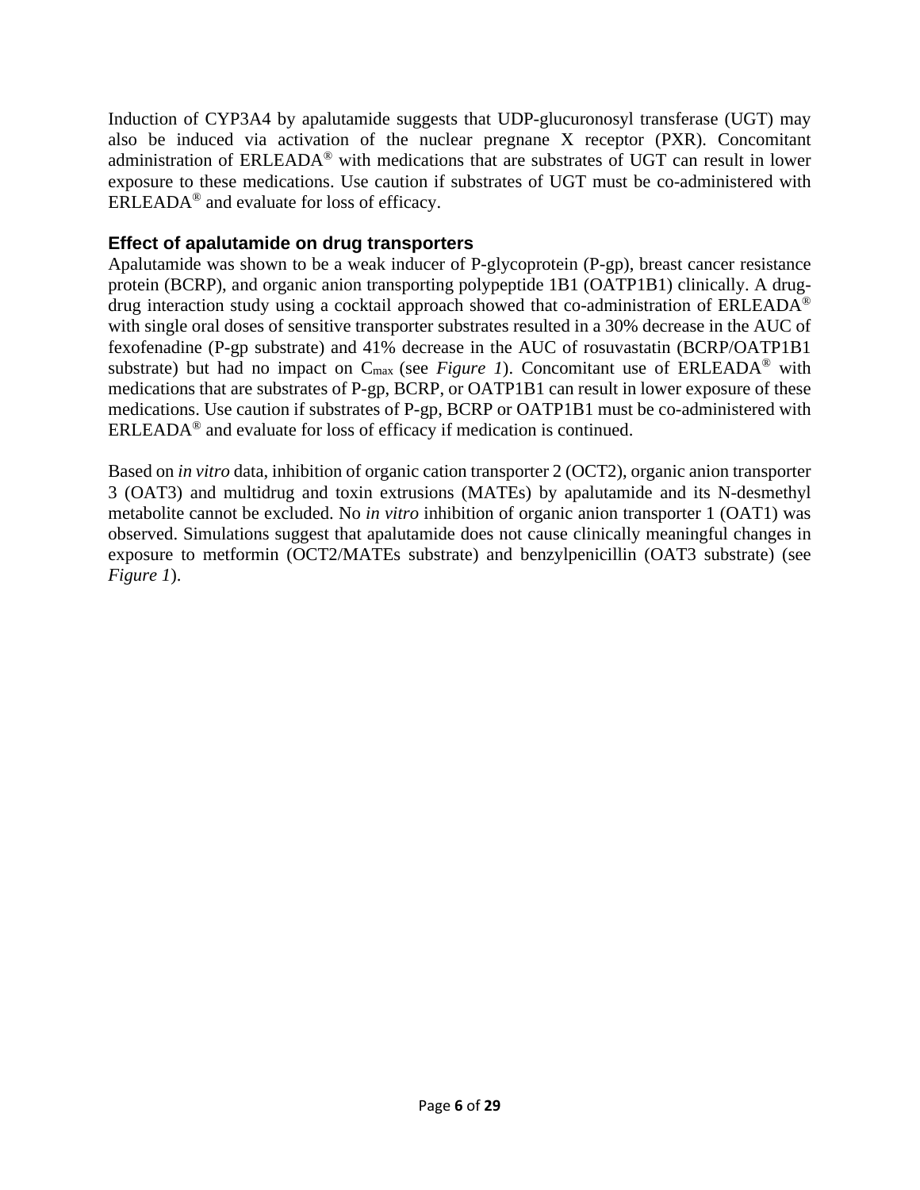Induction of CYP3A4 by apalutamide suggests that UDP-glucuronosyl transferase (UGT) may also be induced via activation of the nuclear pregnane X receptor (PXR). Concomitant administration of ERLEADA® with medications that are substrates of UGT can result in lower exposure to these medications. Use caution if substrates of UGT must be co-administered with ERLEADA® and evaluate for loss of efficacy.

### Effect of apalutamide on drug transporters

Apalutamide was shown to be a weak inducer of P-glycoprotein (P-gp), breast cancer resistance protein (BCRP), and organic anion transporting polypeptide 1B1 (OATP1B1) clinically. A drug-drug interaction study using a cocktail approach showed that co-administration of ERLEADA® with single oral doses of sensitive transporter substrates resulted in a 30% decrease in the AUC of fexofenadine (P-gp substrate) and 41% decrease in the AUC of rosuvastatin (BCRP/OATP1B1 substrate) but had no impact on $C_{max}$ (see *Figure 1*). Concomitant use of ERLEADA® with medications that are substrates of P-gp, BCRP, or OATP1B1 can result in lower exposure of these medications. Use caution if substrates of P-gp, BCRP or OATP1B1 must be co-administered with ERLEADA® and evaluate for loss of efficacy if medication is continued.

Based on *in vitro* data, inhibition of organic cation transporter 2 (OCT2), organic anion transporter 3 (OAT3) and multidrug and toxin extrusions (MATEs) by apalutamide and its N-desmethyl metabolite cannot be excluded. No *in vitro* inhibition of organic anion transporter 1 (OAT1) was observed. Simulations suggest that apalutamide does not cause clinically meaningful changes in exposure to metformin (OCT2/MATEs substrate) and benzylpenicillin (OAT3 substrate) (see *Figure 1*).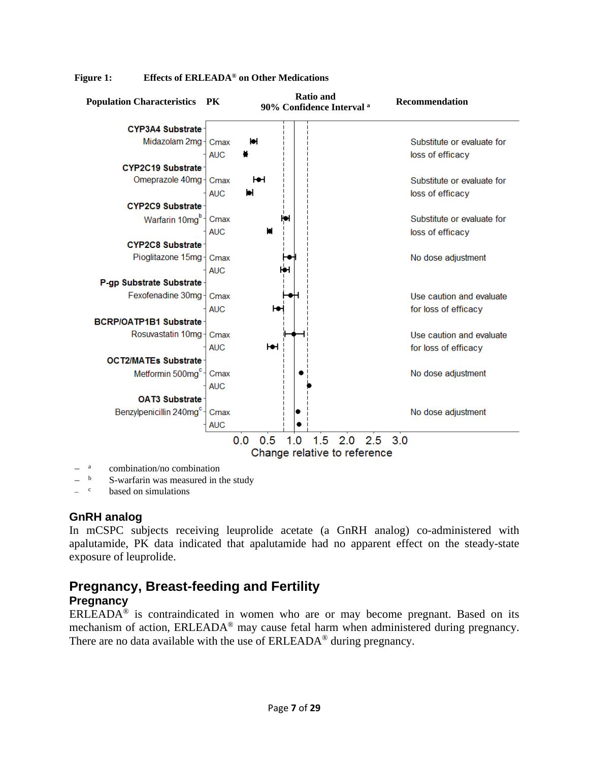**Figure 1: Effects of ERLEADA® on Other Medications**

| Population Characteristics | PK | Recommendation |
|---|---|---|
| **CYP3A4 Substrate** Midazolam 2mg | Cmax | Substitute or evaluate for loss of efficacy |
| | AUC | |
| **CYP2C19 Substrate** Omeprazole 40mg | Cmax | Substitute or evaluate for loss of efficacy |
| | AUC | |
| **CYP2C9 Substrate** Warfarin 10mg[b] | Cmax | Substitute or evaluate for loss of efficacy |
| | AUC | |
| **CYP2C8 Substrate** Pioglitazone 15mg | Cmax | No dose adjustment |
| | AUC | |
| **P-gp Substrate Substrate** Fexofenadine 30mg | Cmax | Use caution and evaluate for loss of efficacy |
| | AUC | |
| **BCRP/OATP1B1 Substrate** Rosuvastatin 10mg | Cmax | Use caution and evaluate for loss of efficacy |
| | AUC | |
| **OCT2/MATEs Substrate** Metformin 500mg[c] | Cmax | No dose adjustment |
| | AUC | |
| **OAT3 Substrate** Benzylpenicillin 240mg[c] | Cmax | No dose adjustment |
| | AUC | |

Ratio and 90% Confidence Interval [a] — Change relative to reference (0.0 – 3.0)

- [a] combination/no combination
- [b] S-warfarin was measured in the study
- [c] based on simulations

### GnRH analog

In mCSPC subjects receiving leuprolide acetate (a GnRH analog) co-administered with apalutamide, PK data indicated that apalutamide had no apparent effect on the steady-state exposure of leuprolide.

## Pregnancy, Breast-feeding and Fertility

### Pregnancy

ERLEADA® is contraindicated in women who are or may become pregnant. Based on its mechanism of action, ERLEADA® may cause fetal harm when administered during pregnancy. There are no data available with the use of ERLEADA® during pregnancy.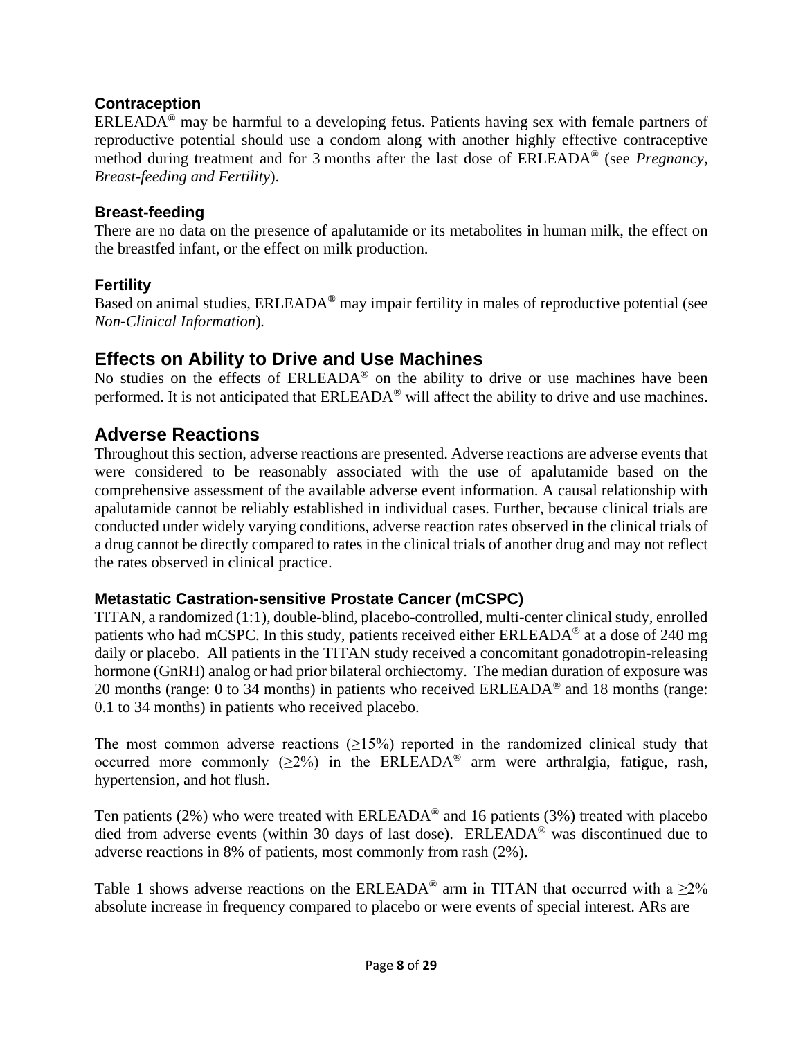### Contraception

ERLEADA® may be harmful to a developing fetus. Patients having sex with female partners of reproductive potential should use a condom along with another highly effective contraceptive method during treatment and for 3 months after the last dose of ERLEADA® (see *Pregnancy, Breast-feeding and Fertility*).

### Breast-feeding

There are no data on the presence of apalutamide or its metabolites in human milk, the effect on the breastfed infant, or the effect on milk production.

### Fertility

Based on animal studies, ERLEADA® may impair fertility in males of reproductive potential (see *Non-Clinical Information*).

## Effects on Ability to Drive and Use Machines

No studies on the effects of ERLEADA® on the ability to drive or use machines have been performed. It is not anticipated that ERLEADA® will affect the ability to drive and use machines.

## Adverse Reactions

Throughout this section, adverse reactions are presented. Adverse reactions are adverse events that were considered to be reasonably associated with the use of apalutamide based on the comprehensive assessment of the available adverse event information. A causal relationship with apalutamide cannot be reliably established in individual cases. Further, because clinical trials are conducted under widely varying conditions, adverse reaction rates observed in the clinical trials of a drug cannot be directly compared to rates in the clinical trials of another drug and may not reflect the rates observed in clinical practice.

### Metastatic Castration-sensitive Prostate Cancer (mCSPC)

TITAN, a randomized (1:1), double-blind, placebo-controlled, multi-center clinical study, enrolled patients who had mCSPC. In this study, patients received either ERLEADA® at a dose of 240 mg daily or placebo. All patients in the TITAN study received a concomitant gonadotropin-releasing hormone (GnRH) analog or had prior bilateral orchiectomy. The median duration of exposure was 20 months (range: 0 to 34 months) in patients who received ERLEADA® and 18 months (range: 0.1 to 34 months) in patients who received placebo.

The most common adverse reactions (≥15%) reported in the randomized clinical study that occurred more commonly (≥2%) in the ERLEADA® arm were arthralgia, fatigue, rash, hypertension, and hot flush.

Ten patients (2%) who were treated with ERLEADA® and 16 patients (3%) treated with placebo died from adverse events (within 30 days of last dose). ERLEADA® was discontinued due to adverse reactions in 8% of patients, most commonly from rash (2%).

Table 1 shows adverse reactions on the ERLEADA® arm in TITAN that occurred with a ≥2% absolute increase in frequency compared to placebo or were events of special interest. ARs are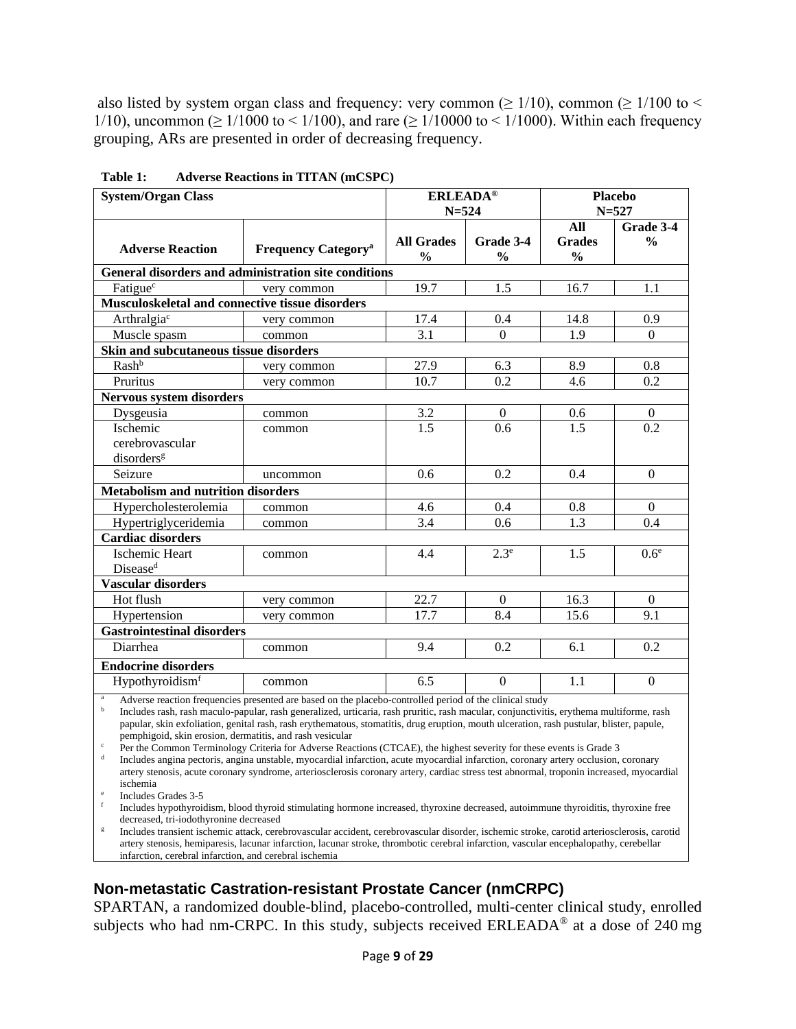also listed by system organ class and frequency: very common (≥ 1/10), common (≥ 1/100 to < 1/10), uncommon (≥ 1/1000 to < 1/100), and rare (≥ 1/10000 to < 1/1000). Within each frequency grouping, ARs are presented in order of decreasing frequency.

**Table 1: Adverse Reactions in TITAN (mCSPC)**

| System/Organ Class | | ERLEADA® N=524 | | Placebo N=527 | |
|---|---|---|---|---|---|
| **Adverse Reaction** | **Frequency Category[a]** | **All Grades %** | **Grade 3-4 %** | **All Grades %** | **Grade 3-4 %** |
| **General disorders and administration site conditions** | | | | | |
| Fatigue[c] | very common | 19.7 | 1.5 | 16.7 | 1.1 |
| **Musculoskeletal and connective tissue disorders** | | | | | |
| Arthralgia[c] | very common | 17.4 | 0.4 | 14.8 | 0.9 |
| Muscle spasm | common | 3.1 | 0 | 1.9 | 0 |
| **Skin and subcutaneous tissue disorders** | | | | | |
| Rash[b] | very common | 27.9 | 6.3 | 8.9 | 0.8 |
| Pruritus | very common | 10.7 | 0.2 | 4.6 | 0.2 |
| **Nervous system disorders** | | | | | |
| Dysgeusia | common | 3.2 | 0 | 0.6 | 0 |
| Ischemic cerebrovascular disorders[g] | common | 1.5 | 0.6 | 1.5 | 0.2 |
| Seizure | uncommon | 0.6 | 0.2 | 0.4 | 0 |
| **Metabolism and nutrition disorders** | | | | | |
| Hypercholesterolemia | common | 4.6 | 0.4 | 0.8 | 0 |
| Hypertriglyceridemia | common | 3.4 | 0.6 | 1.3 | 0.4 |
| **Cardiac disorders** | | | | | |
| Ischemic Heart Disease[d] | common | 4.4 | 2.3[e] | 1.5 | 0.6[e] |
| **Vascular disorders** | | | | | |
| Hot flush | very common | 22.7 | 0 | 16.3 | 0 |
| Hypertension | very common | 17.7 | 8.4 | 15.6 | 9.1 |
| **Gastrointestinal disorders** | | | | | |
| Diarrhea | common | 9.4 | 0.2 | 6.1 | 0.2 |
| **Endocrine disorders** | | | | | |
| Hypothyroidism[f] | common | 6.5 | 0 | 1.1 | 0 |

[a] Adverse reaction frequencies presented are based on the placebo-controlled period of the clinical study
[b] Includes rash, rash maculo-papular, rash generalized, urticaria, rash pruritic, rash macular, conjunctivitis, erythema multiforme, rash papular, skin exfoliation, genital rash, rash erythematous, stomatitis, drug eruption, mouth ulceration, rash pustular, blister, papule, pemphigoid, skin erosion, dermatitis, and rash vesicular
[c] Per the Common Terminology Criteria for Adverse Reactions (CTCAE), the highest severity for these events is Grade 3
[d] Includes angina pectoris, angina unstable, myocardial infarction, acute myocardial infarction, coronary artery occlusion, coronary artery stenosis, acute coronary syndrome, arteriosclerosis coronary artery, cardiac stress test abnormal, troponin increased, myocardial ischemia
[e] Includes Grades 3-5
[f] Includes hypothyroidism, blood thyroid stimulating hormone increased, thyroxine decreased, autoimmune thyroiditis, thyroxine free decreased, tri-iodothyronine decreased
[g] Includes transient ischemic attack, cerebrovascular accident, cerebrovascular disorder, ischemic stroke, carotid arteriosclerosis, carotid artery stenosis, hemiparesis, lacunar infarction, lacunar stroke, thrombotic cerebral infarction, vascular encephalopathy, cerebellar infarction, cerebral infarction, and cerebral ischemia

## Non-metastatic Castration-resistant Prostate Cancer (nmCRPC)

SPARTAN, a randomized double-blind, placebo-controlled, multi-center clinical study, enrolled subjects who had nm-CRPC. In this study, subjects received ERLEADA® at a dose of 240 mg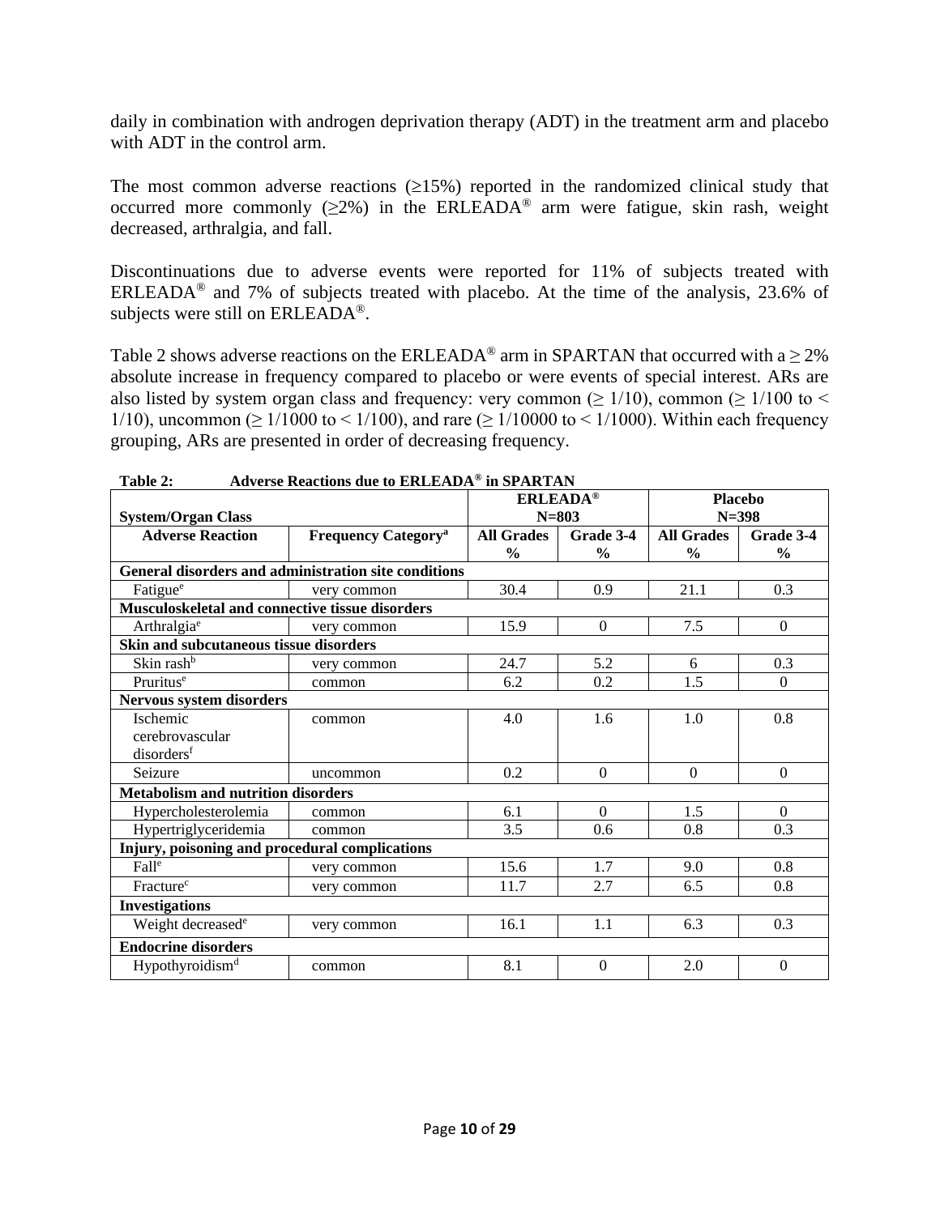daily in combination with androgen deprivation therapy (ADT) in the treatment arm and placebo with ADT in the control arm.

The most common adverse reactions (≥15%) reported in the randomized clinical study that occurred more commonly (≥2%) in the ERLEADA® arm were fatigue, skin rash, weight decreased, arthralgia, and fall.

Discontinuations due to adverse events were reported for 11% of subjects treated with ERLEADA® and 7% of subjects treated with placebo. At the time of the analysis, 23.6% of subjects were still on ERLEADA®.

Table 2 shows adverse reactions on the ERLEADA® arm in SPARTAN that occurred with a ≥ 2% absolute increase in frequency compared to placebo or were events of special interest. ARs are also listed by system organ class and frequency: very common (≥ 1/10), common (≥ 1/100 to < 1/10), uncommon (≥ 1/1000 to < 1/100), and rare (≥ 1/10000 to < 1/1000). Within each frequency grouping, ARs are presented in order of decreasing frequency.

**Table 2: Adverse Reactions due to ERLEADA® in SPARTAN**

| **System/Organ Class** | | **ERLEADA® N=803** | | **Placebo N=398** | |
|---|---|---|---|---|---|
| **Adverse Reaction** | **Frequency Category[a]** | **All Grades %** | **Grade 3-4 %** | **All Grades %** | **Grade 3-4 %** |
| **General disorders and administration site conditions** | | | | | |
| Fatigue[e] | very common | 30.4 | 0.9 | 21.1 | 0.3 |
| **Musculoskeletal and connective tissue disorders** | | | | | |
| Arthralgia[e] | very common | 15.9 | 0 | 7.5 | 0 |
| **Skin and subcutaneous tissue disorders** | | | | | |
| Skin rash[b] | very common | 24.7 | 5.2 | 6 | 0.3 |
| Pruritus[e] | common | 6.2 | 0.2 | 1.5 | 0 |
| **Nervous system disorders** | | | | | |
| Ischemic cerebrovascular disorders[f] | common | 4.0 | 1.6 | 1.0 | 0.8 |
| Seizure | uncommon | 0.2 | 0 | 0 | 0 |
| **Metabolism and nutrition disorders** | | | | | |
| Hypercholesterolemia | common | 6.1 | 0 | 1.5 | 0 |
| Hypertriglyceridemia | common | 3.5 | 0.6 | 0.8 | 0.3 |
| **Injury, poisoning and procedural complications** | | | | | |
| Fall[e] | very common | 15.6 | 1.7 | 9.0 | 0.8 |
| Fracture[c] | very common | 11.7 | 2.7 | 6.5 | 0.8 |
| **Investigations** | | | | | |
| Weight decreased[e] | very common | 16.1 | 1.1 | 6.3 | 0.3 |
| **Endocrine disorders** | | | | | |
| Hypothyroidism[d] | common | 8.1 | 0 | 2.0 | 0 |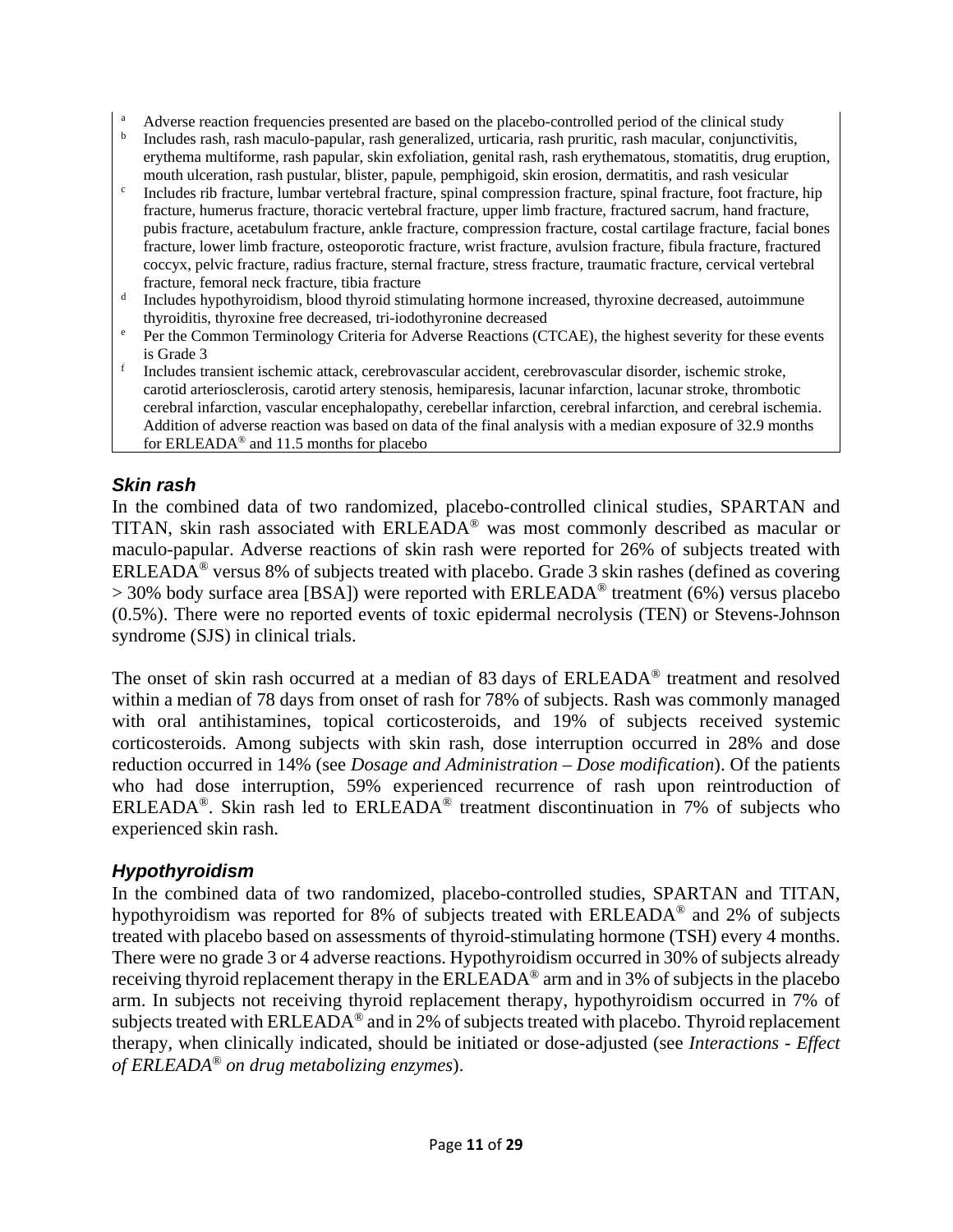[a] Adverse reaction frequencies presented are based on the placebo-controlled period of the clinical study

[b] Includes rash, rash maculo-papular, rash generalized, urticaria, rash pruritic, rash macular, conjunctivitis, erythema multiforme, rash papular, skin exfoliation, genital rash, rash erythematous, stomatitis, drug eruption, mouth ulceration, rash pustular, blister, papule, pemphigoid, skin erosion, dermatitis, and rash vesicular

[c] Includes rib fracture, lumbar vertebral fracture, spinal compression fracture, spinal fracture, foot fracture, hip fracture, humerus fracture, thoracic vertebral fracture, upper limb fracture, fractured sacrum, hand fracture, pubis fracture, acetabulum fracture, ankle fracture, compression fracture, costal cartilage fracture, facial bones fracture, lower limb fracture, osteoporotic fracture, wrist fracture, avulsion fracture, fibula fracture, fractured coccyx, pelvic fracture, radius fracture, sternal fracture, stress fracture, traumatic fracture, cervical vertebral fracture, femoral neck fracture, tibia fracture

[d] Includes hypothyroidism, blood thyroid stimulating hormone increased, thyroxine decreased, autoimmune thyroiditis, thyroxine free decreased, tri-iodothyronine decreased

[e] Per the Common Terminology Criteria for Adverse Reactions (CTCAE), the highest severity for these events is Grade 3

[f] Includes transient ischemic attack, cerebrovascular accident, cerebrovascular disorder, ischemic stroke, carotid arteriosclerosis, carotid artery stenosis, hemiparesis, lacunar infarction, lacunar stroke, thrombotic cerebral infarction, vascular encephalopathy, cerebellar infarction, cerebral infarction, and cerebral ischemia. Addition of adverse reaction was based on data of the final analysis with a median exposure of 32.9 months for ERLEADA® and 11.5 months for placebo

### *Skin rash*

In the combined data of two randomized, placebo-controlled clinical studies, SPARTAN and TITAN, skin rash associated with ERLEADA® was most commonly described as macular or maculo-papular. Adverse reactions of skin rash were reported for 26% of subjects treated with ERLEADA® versus 8% of subjects treated with placebo. Grade 3 skin rashes (defined as covering > 30% body surface area [BSA]) were reported with ERLEADA® treatment (6%) versus placebo (0.5%). There were no reported events of toxic epidermal necrolysis (TEN) or Stevens-Johnson syndrome (SJS) in clinical trials.

The onset of skin rash occurred at a median of 83 days of ERLEADA® treatment and resolved within a median of 78 days from onset of rash for 78% of subjects. Rash was commonly managed with oral antihistamines, topical corticosteroids, and 19% of subjects received systemic corticosteroids. Among subjects with skin rash, dose interruption occurred in 28% and dose reduction occurred in 14% (see *Dosage and Administration – Dose modification*). Of the patients who had dose interruption, 59% experienced recurrence of rash upon reintroduction of ERLEADA®. Skin rash led to ERLEADA® treatment discontinuation in 7% of subjects who experienced skin rash.

### *Hypothyroidism*

In the combined data of two randomized, placebo-controlled studies, SPARTAN and TITAN, hypothyroidism was reported for 8% of subjects treated with ERLEADA® and 2% of subjects treated with placebo based on assessments of thyroid-stimulating hormone (TSH) every 4 months. There were no grade 3 or 4 adverse reactions. Hypothyroidism occurred in 30% of subjects already receiving thyroid replacement therapy in the ERLEADA® arm and in 3% of subjects in the placebo arm. In subjects not receiving thyroid replacement therapy, hypothyroidism occurred in 7% of subjects treated with ERLEADA® and in 2% of subjects treated with placebo. Thyroid replacement therapy, when clinically indicated, should be initiated or dose-adjusted (see *Interactions - Effect of ERLEADA® on drug metabolizing enzymes*).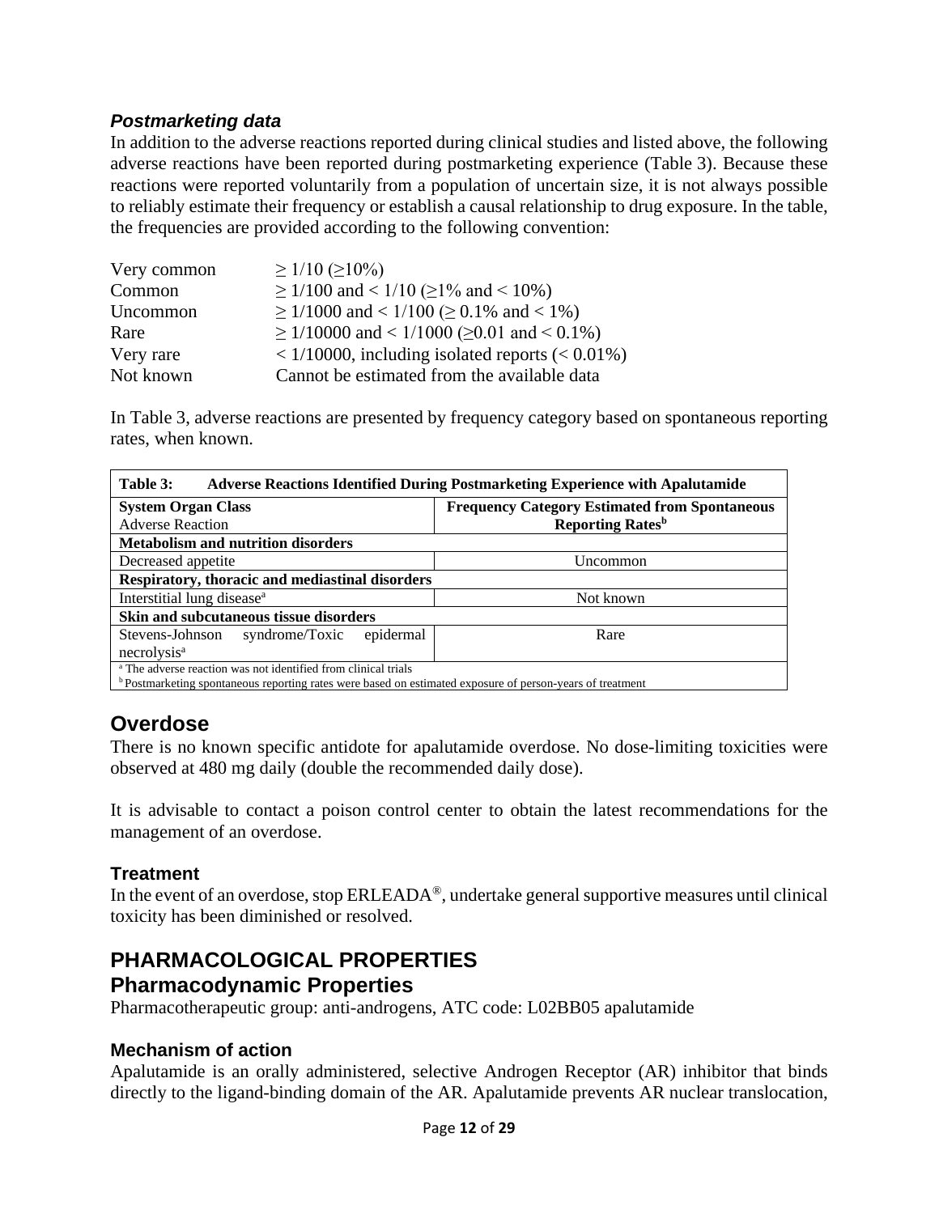### *Postmarketing data*

In addition to the adverse reactions reported during clinical studies and listed above, the following adverse reactions have been reported during postmarketing experience (Table 3). Because these reactions were reported voluntarily from a population of uncertain size, it is not always possible to reliably estimate their frequency or establish a causal relationship to drug exposure. In the table, the frequencies are provided according to the following convention:

| | |
|---|---|
| Very common | ≥ 1/10 (≥10%) |
| Common | ≥ 1/100 and < 1/10 (≥1% and < 10%) |
| Uncommon | ≥ 1/1000 and < 1/100 (≥ 0.1% and < 1%) |
| Rare | ≥ 1/10000 and < 1/1000 (≥0.01 and < 0.1%) |
| Very rare | < 1/10000, including isolated reports (< 0.01%) |
| Not known | Cannot be estimated from the available data |

In Table 3, adverse reactions are presented by frequency category based on spontaneous reporting rates, when known.

**Table 3: Adverse Reactions Identified During Postmarketing Experience with Apalutamide**

| **System Organ Class** Adverse Reaction | **Frequency Category Estimated from Spontaneous Reporting Rates[b]** |
|---|---|
| **Metabolism and nutrition disorders** | |
| Decreased appetite | Uncommon |
| **Respiratory, thoracic and mediastinal disorders** | |
| Interstitial lung disease[a] | Not known |
| **Skin and subcutaneous tissue disorders** | |
| Stevens-Johnson syndrome/Toxic epidermal necrolysis[a] | Rare |

[a] The adverse reaction was not identified from clinical trials
[b] Postmarketing spontaneous reporting rates were based on estimated exposure of person-years of treatment

## Overdose

There is no known specific antidote for apalutamide overdose. No dose-limiting toxicities were observed at 480 mg daily (double the recommended daily dose).

It is advisable to contact a poison control center to obtain the latest recommendations for the management of an overdose.

### Treatment

In the event of an overdose, stop ERLEADA®, undertake general supportive measures until clinical toxicity has been diminished or resolved.

# PHARMACOLOGICAL PROPERTIES

## Pharmacodynamic Properties

Pharmacotherapeutic group: anti-androgens, ATC code: L02BB05 apalutamide

### Mechanism of action

Apalutamide is an orally administered, selective Androgen Receptor (AR) inhibitor that binds directly to the ligand-binding domain of the AR. Apalutamide prevents AR nuclear translocation,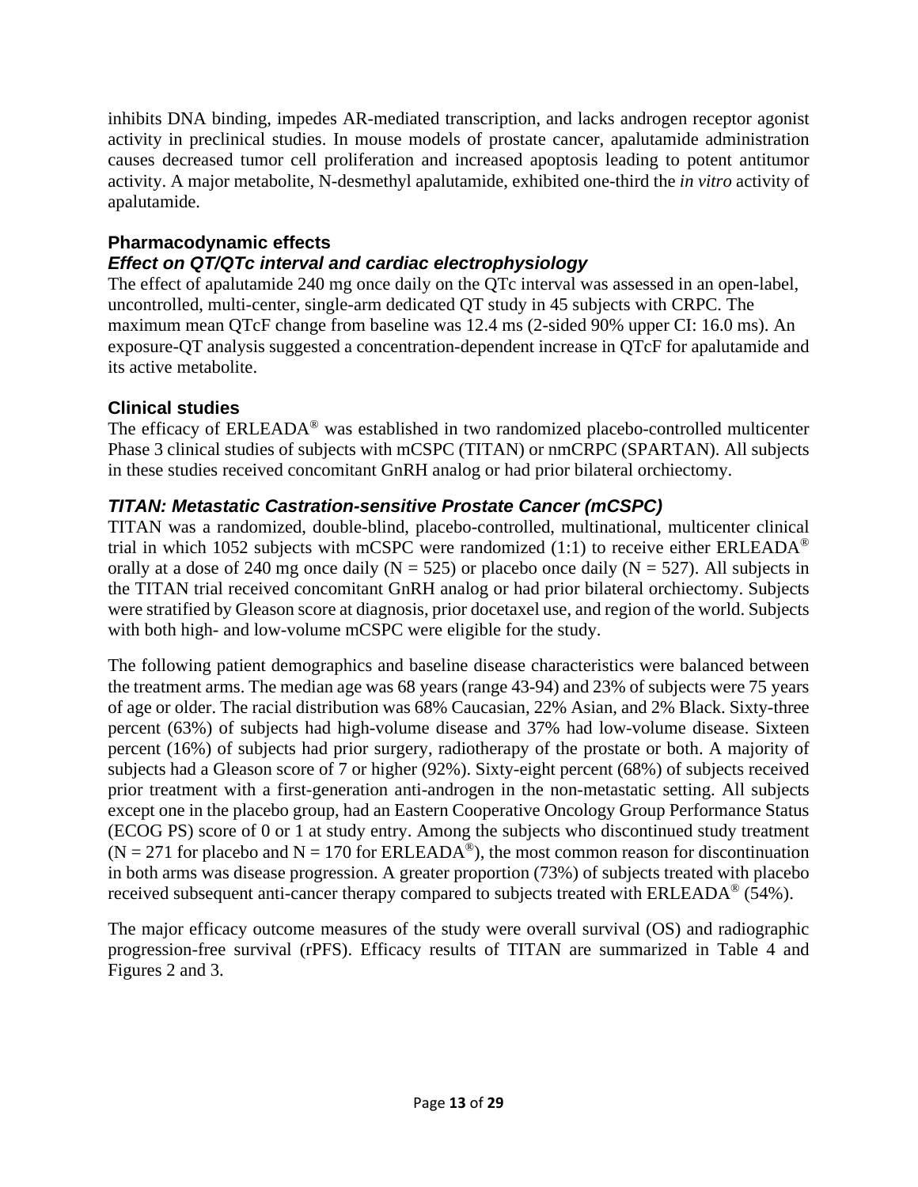inhibits DNA binding, impedes AR-mediated transcription, and lacks androgen receptor agonist activity in preclinical studies. In mouse models of prostate cancer, apalutamide administration causes decreased tumor cell proliferation and increased apoptosis leading to potent antitumor activity. A major metabolite, N-desmethyl apalutamide, exhibited one-third the *in vitro* activity of apalutamide.

### Pharmacodynamic effects

#### *Effect on QT/QTc interval and cardiac electrophysiology*

The effect of apalutamide 240 mg once daily on the QTc interval was assessed in an open-label, uncontrolled, multi-center, single-arm dedicated QT study in 45 subjects with CRPC. The maximum mean QTcF change from baseline was 12.4 ms (2-sided 90% upper CI: 16.0 ms). An exposure-QT analysis suggested a concentration-dependent increase in QTcF for apalutamide and its active metabolite.

### Clinical studies

The efficacy of ERLEADA® was established in two randomized placebo-controlled multicenter Phase 3 clinical studies of subjects with mCSPC (TITAN) or nmCRPC (SPARTAN). All subjects in these studies received concomitant GnRH analog or had prior bilateral orchiectomy.

#### *TITAN: Metastatic Castration-sensitive Prostate Cancer (mCSPC)*

TITAN was a randomized, double-blind, placebo-controlled, multinational, multicenter clinical trial in which 1052 subjects with mCSPC were randomized (1:1) to receive either ERLEADA® orally at a dose of 240 mg once daily (N = 525) or placebo once daily (N = 527). All subjects in the TITAN trial received concomitant GnRH analog or had prior bilateral orchiectomy. Subjects were stratified by Gleason score at diagnosis, prior docetaxel use, and region of the world. Subjects with both high- and low-volume mCSPC were eligible for the study.

The following patient demographics and baseline disease characteristics were balanced between the treatment arms. The median age was 68 years (range 43-94) and 23% of subjects were 75 years of age or older. The racial distribution was 68% Caucasian, 22% Asian, and 2% Black. Sixty-three percent (63%) of subjects had high-volume disease and 37% had low-volume disease. Sixteen percent (16%) of subjects had prior surgery, radiotherapy of the prostate or both. A majority of subjects had a Gleason score of 7 or higher (92%). Sixty-eight percent (68%) of subjects received prior treatment with a first-generation anti-androgen in the non-metastatic setting. All subjects except one in the placebo group, had an Eastern Cooperative Oncology Group Performance Status (ECOG PS) score of 0 or 1 at study entry. Among the subjects who discontinued study treatment (N = 271 for placebo and N = 170 for ERLEADA®), the most common reason for discontinuation in both arms was disease progression. A greater proportion (73%) of subjects treated with placebo received subsequent anti-cancer therapy compared to subjects treated with ERLEADA® (54%).

The major efficacy outcome measures of the study were overall survival (OS) and radiographic progression-free survival (rPFS). Efficacy results of TITAN are summarized in Table 4 and Figures 2 and 3.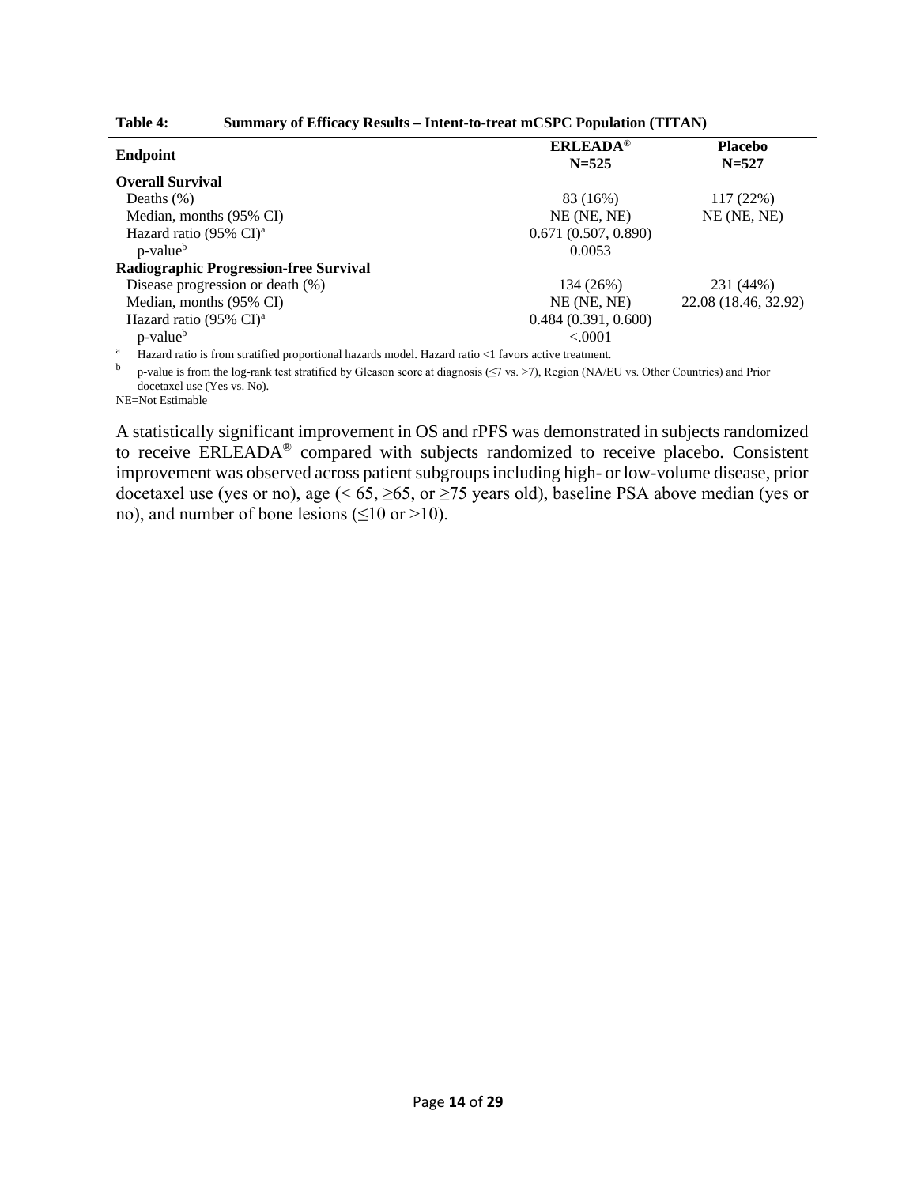**Table 4: Summary of Efficacy Results – Intent-to-treat mCSPC Population (TITAN)**

| Endpoint | ERLEADA® N=525 | Placebo N=527 |
|---|---|---|
| **Overall Survival** | | |
| Deaths (%) | 83 (16%) | 117 (22%) |
| Median, months (95% CI) | NE (NE, NE) | NE (NE, NE) |
| Hazard ratio (95% CI)[a] | 0.671 (0.507, 0.890) | |
| p-value[b] | 0.0053 | |
| **Radiographic Progression-free Survival** | | |
| Disease progression or death (%) | 134 (26%) | 231 (44%) |
| Median, months (95% CI) | NE (NE, NE) | 22.08 (18.46, 32.92) |
| Hazard ratio (95% CI)[a] | 0.484 (0.391, 0.600) | |
| p-value[b] | <.0001 | |

[a] Hazard ratio is from stratified proportional hazards model. Hazard ratio <1 favors active treatment.

[b] p-value is from the log-rank test stratified by Gleason score at diagnosis (≤7 vs. >7), Region (NA/EU vs. Other Countries) and Prior docetaxel use (Yes vs. No).

NE=Not Estimable

A statistically significant improvement in OS and rPFS was demonstrated in subjects randomized to receive ERLEADA® compared with subjects randomized to receive placebo. Consistent improvement was observed across patient subgroups including high- or low-volume disease, prior docetaxel use (yes or no), age (< 65, ≥65, or ≥75 years old), baseline PSA above median (yes or no), and number of bone lesions (≤10 or >10).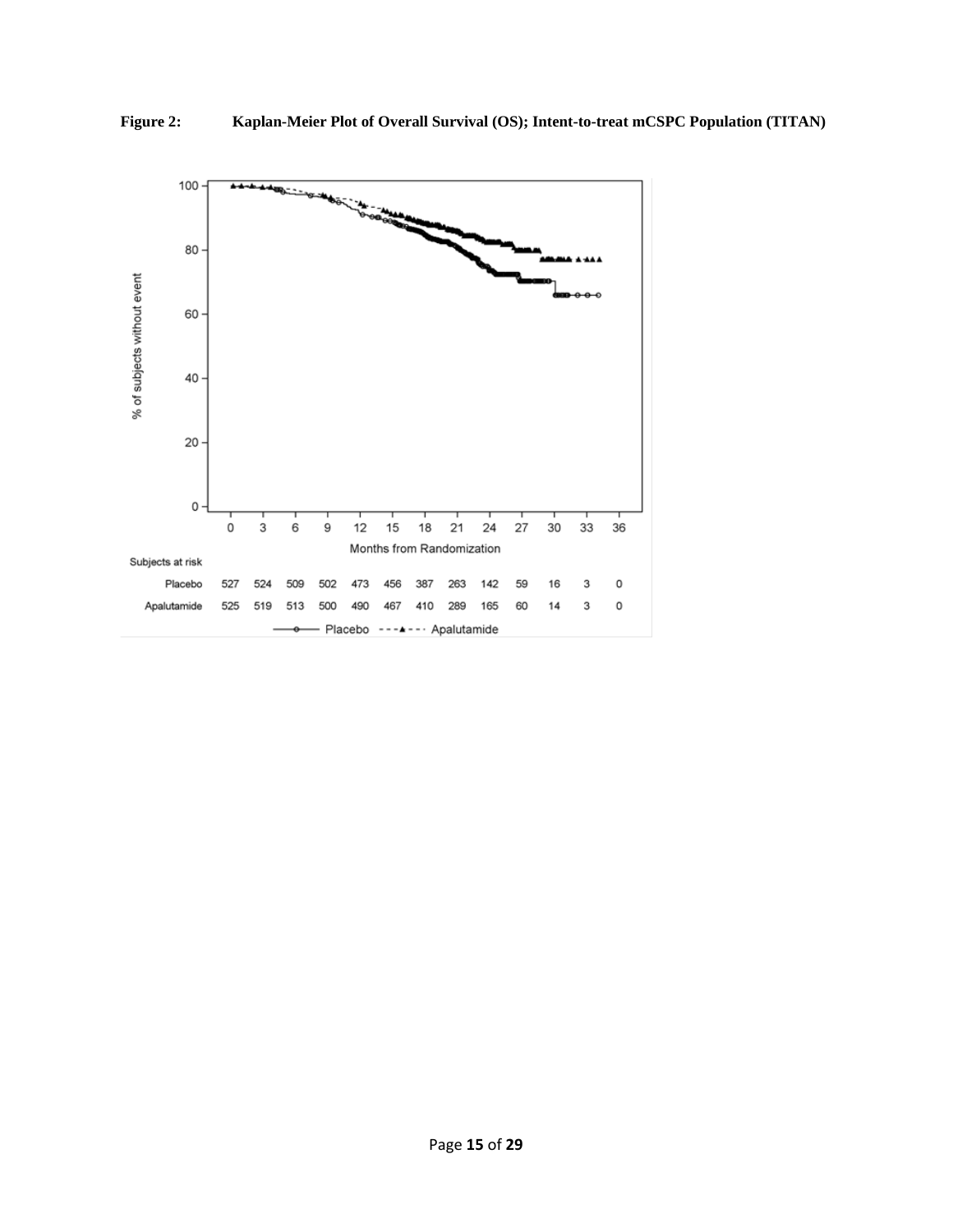**Figure 2: Kaplan-Meier Plot of Overall Survival (OS); Intent-to-treat mCSPC Population (TITAN)**

Subjects at risk

| Months from Randomization | 0 | 3 | 6 | 9 | 12 | 15 | 18 | 21 | 24 | 27 | 30 | 33 | 36 |
|---|---|---|---|---|---|---|---|---|---|---|---|---|---|
| Placebo | 527 | 524 | 509 | 502 | 473 | 456 | 387 | 263 | 142 | 59 | 16 | 3 | 0 |
| Apalutamide | 525 | 519 | 513 | 500 | 490 | 467 | 410 | 289 | 165 | 60 | 14 | 3 | 0 |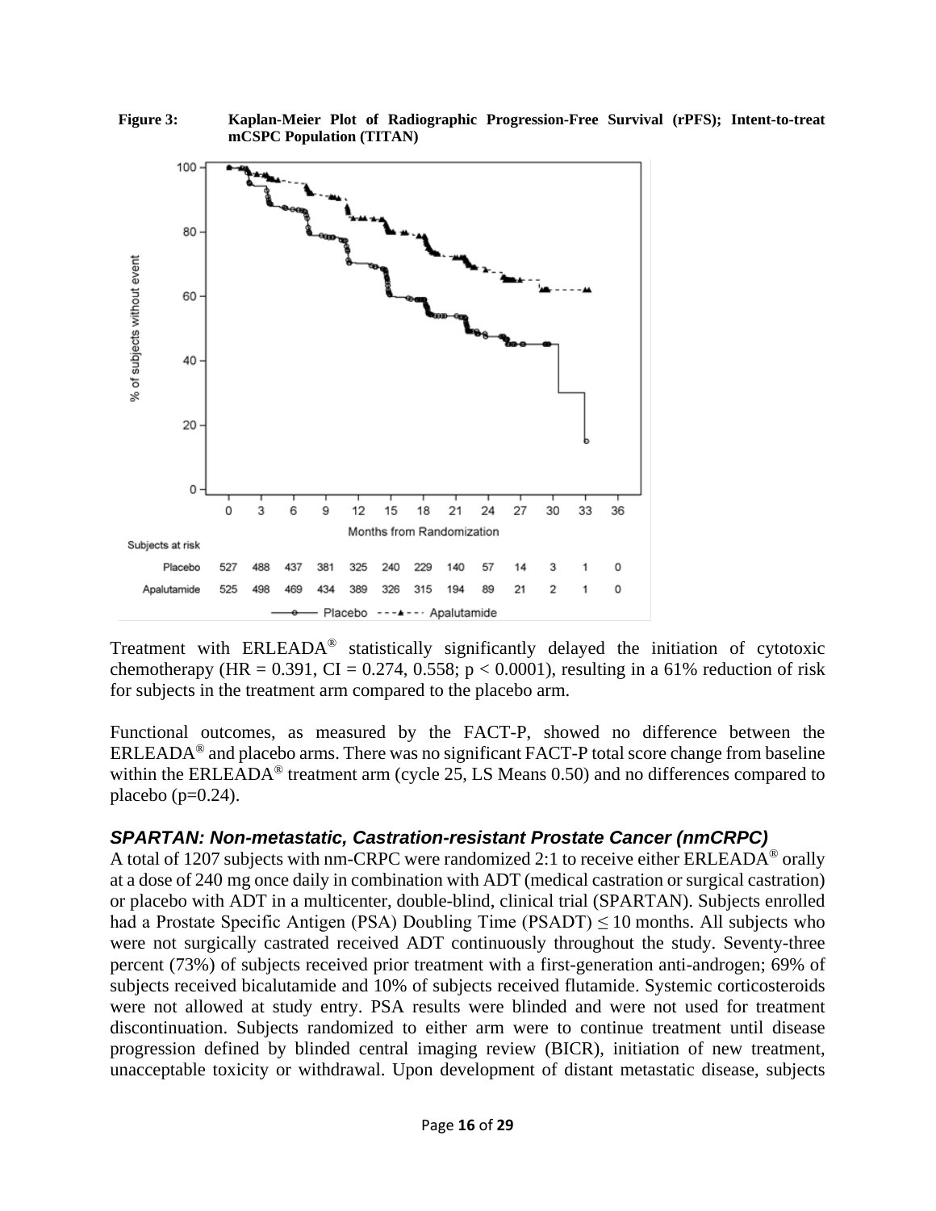**Figure 3: Kaplan-Meier Plot of Radiographic Progression-Free Survival (rPFS); Intent-to-treat mCSPC Population (TITAN)**

| Subjects at risk | 0 | 3 | 6 | 9 | 12 | 15 | 18 | 21 | 24 | 27 | 30 | 33 | 36 |
|---|---|---|---|---|---|---|---|---|---|---|---|---|---|
| Placebo | 527 | 488 | 437 | 381 | 325 | 240 | 229 | 140 | 57 | 14 | 3 | 1 | 0 |
| Apalutamide | 525 | 498 | 469 | 434 | 389 | 326 | 315 | 194 | 89 | 21 | 2 | 1 | 0 |

Treatment with ERLEADA® statistically significantly delayed the initiation of cytotoxic chemotherapy (HR = 0.391, CI = 0.274, 0.558; $p < 0.0001$), resulting in a 61% reduction of risk for subjects in the treatment arm compared to the placebo arm.

Functional outcomes, as measured by the FACT-P, showed no difference between the ERLEADA® and placebo arms. There was no significant FACT-P total score change from baseline within the ERLEADA® treatment arm (cycle 25, LS Means 0.50) and no differences compared to placebo (p=0.24).

### *SPARTAN: Non-metastatic, Castration-resistant Prostate Cancer (nmCRPC)*

A total of 1207 subjects with nm-CRPC were randomized 2:1 to receive either ERLEADA® orally at a dose of 240 mg once daily in combination with ADT (medical castration or surgical castration) or placebo with ADT in a multicenter, double-blind, clinical trial (SPARTAN). Subjects enrolled had a Prostate Specific Antigen (PSA) Doubling Time (PSADT) ≤ 10 months. All subjects who were not surgically castrated received ADT continuously throughout the study. Seventy-three percent (73%) of subjects received prior treatment with a first-generation anti-androgen; 69% of subjects received bicalutamide and 10% of subjects received flutamide. Systemic corticosteroids were not allowed at study entry. PSA results were blinded and were not used for treatment discontinuation. Subjects randomized to either arm were to continue treatment until disease progression defined by blinded central imaging review (BICR), initiation of new treatment, unacceptable toxicity or withdrawal. Upon development of distant metastatic disease, subjects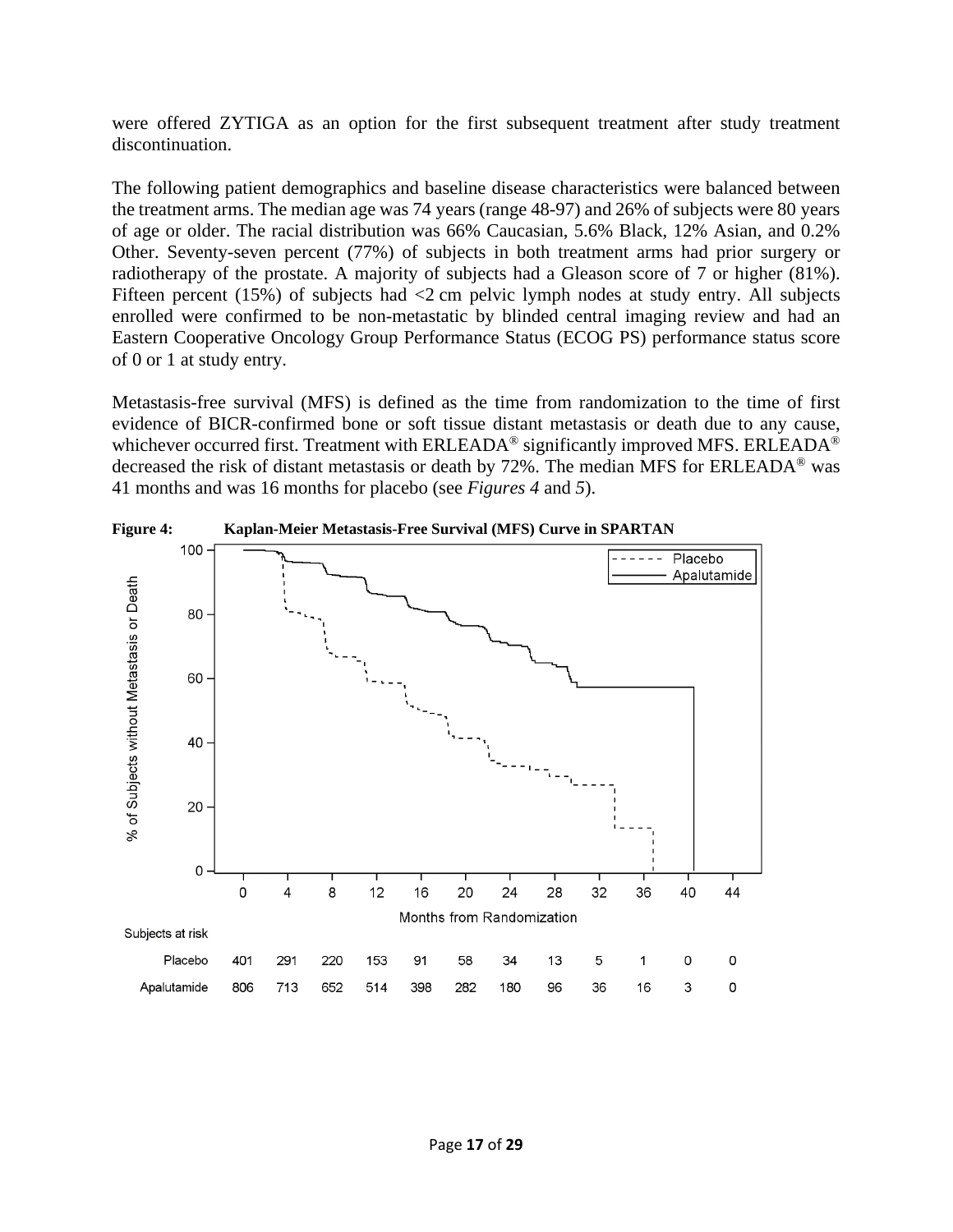were offered ZYTIGA as an option for the first subsequent treatment after study treatment discontinuation.

The following patient demographics and baseline disease characteristics were balanced between the treatment arms. The median age was 74 years (range 48-97) and 26% of subjects were 80 years of age or older. The racial distribution was 66% Caucasian, 5.6% Black, 12% Asian, and 0.2% Other. Seventy-seven percent (77%) of subjects in both treatment arms had prior surgery or radiotherapy of the prostate. A majority of subjects had a Gleason score of 7 or higher (81%). Fifteen percent (15%) of subjects had <2 cm pelvic lymph nodes at study entry. All subjects enrolled were confirmed to be non-metastatic by blinded central imaging review and had an Eastern Cooperative Oncology Group Performance Status (ECOG PS) performance status score of 0 or 1 at study entry.

Metastasis-free survival (MFS) is defined as the time from randomization to the time of first evidence of BICR-confirmed bone or soft tissue distant metastasis or death due to any cause, whichever occurred first. Treatment with ERLEADA® significantly improved MFS. ERLEADA® decreased the risk of distant metastasis or death by 72%. The median MFS for ERLEADA® was 41 months and was 16 months for placebo (see *Figures 4* and *5*).

**Figure 4: Kaplan-Meier Metastasis-Free Survival (MFS) Curve in SPARTAN**

Subjects at risk

| Months from Randomization | 0 | 4 | 8 | 12 | 16 | 20 | 24 | 28 | 32 | 36 | 40 | 44 |
|---|---|---|---|---|---|---|---|---|---|---|---|---|
| Placebo | 401 | 291 | 220 | 153 | 91 | 58 | 34 | 13 | 5 | 1 | 0 | 0 |
| Apalutamide | 806 | 713 | 652 | 514 | 398 | 282 | 180 | 96 | 36 | 16 | 3 | 0 |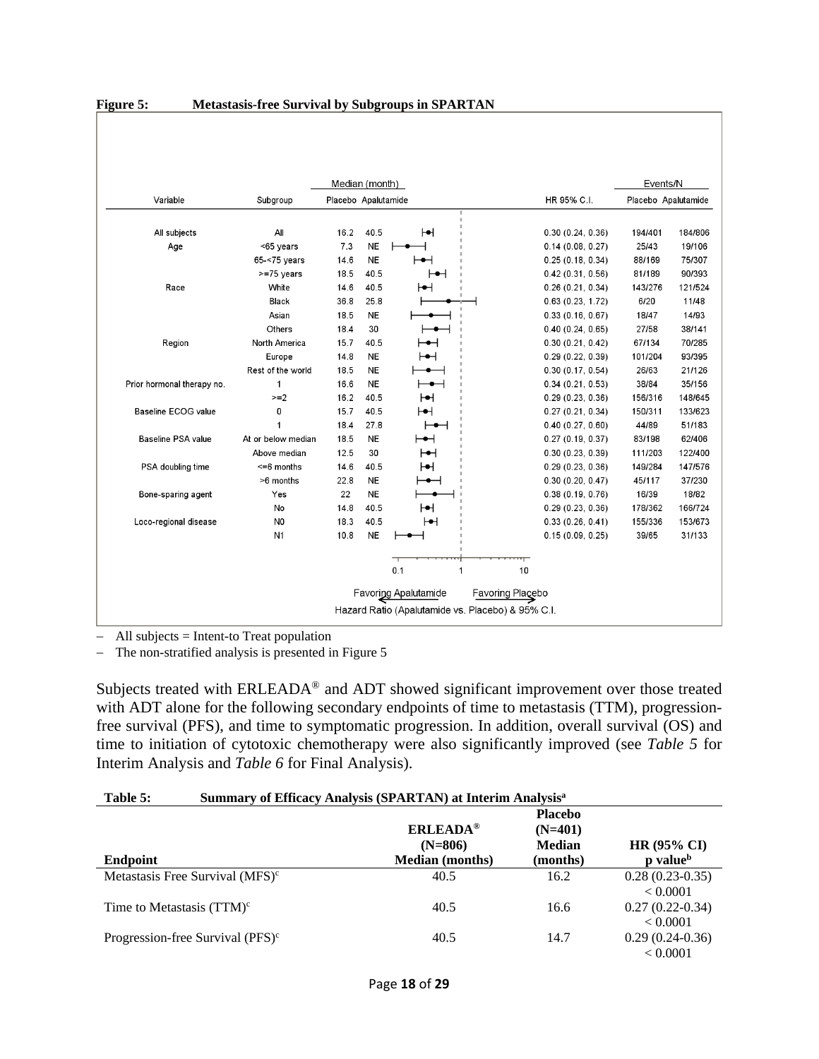**Figure 5: Metastasis-free Survival by Subgroups in SPARTAN**

| Variable | Subgroup | Median (month) Placebo | Median (month) Apalutamide | HR 95% C.I. | Events/N Placebo | Events/N Apalutamide |
|---|---|---|---|---|---|---|
| All subjects | All | 16.2 | 40.5 | 0.30 (0.24, 0.36) | 194/401 | 184/806 |
| Age | <65 years | 7.3 | NE | 0.14 (0.08, 0.27) | 25/43 | 19/106 |
| | 65-<75 years | 14.6 | NE | 0.25 (0.18, 0.34) | 88/169 | 75/307 |
| | >=75 years | 18.5 | 40.5 | 0.42 (0.31, 0.56) | 81/189 | 90/393 |
| Race | White | 14.6 | 40.5 | 0.26 (0.21, 0.34) | 143/276 | 121/524 |
| | Black | 36.8 | 25.8 | 0.63 (0.23, 1.72) | 6/20 | 11/48 |
| | Asian | 18.5 | NE | 0.33 (0.16, 0.67) | 18/47 | 14/93 |
| | Others | 18.4 | 30 | 0.40 (0.24, 0.65) | 27/58 | 38/141 |
| Region | North America | 15.7 | 40.5 | 0.30 (0.21, 0.42) | 67/134 | 70/285 |
| | Europe | 14.8 | NE | 0.29 (0.22, 0.39) | 101/204 | 93/395 |
| | Rest of the world | 18.5 | NE | 0.30 (0.17, 0.54) | 26/63 | 21/126 |
| Prior hormonal therapy no. | 1 | 16.6 | NE | 0.34 (0.21, 0.53) | 38/84 | 35/156 |
| | >=2 | 16.2 | 40.5 | 0.29 (0.23, 0.36) | 156/316 | 148/645 |
| Baseline ECOG value | 0 | 15.7 | 40.5 | 0.27 (0.21, 0.34) | 150/311 | 133/623 |
| | 1 | 18.4 | 27.8 | 0.40 (0.27, 0.60) | 44/89 | 51/183 |
| Baseline PSA value | At or below median | 18.5 | NE | 0.27 (0.19, 0.37) | 83/198 | 62/406 |
| | Above median | 12.5 | 30 | 0.30 (0.23, 0.39) | 111/203 | 122/400 |
| PSA doubling time | <=6 months | 14.6 | 40.5 | 0.29 (0.23, 0.36) | 149/284 | 147/576 |
| | >6 months | 22.8 | NE | 0.30 (0.20, 0.47) | 45/117 | 37/230 |
| Bone-sparing agent | Yes | 22 | NE | 0.38 (0.19, 0.76) | 16/39 | 18/82 |
| | No | 14.8 | 40.5 | 0.29 (0.23, 0.36) | 178/362 | 166/724 |
| Loco-regional disease | N0 | 18.3 | 40.5 | 0.33 (0.26, 0.41) | 155/336 | 153/673 |
| | N1 | 10.8 | NE | 0.15 (0.09, 0.25) | 39/65 | 31/133 |

Favoring Apalutamide ← → Favoring Placebo

Hazard Ratio (Apalutamide vs. Placebo) & 95% C.I.

- All subjects = Intent-to Treat population
- The non-stratified analysis is presented in Figure 5

Subjects treated with ERLEADA® and ADT showed significant improvement over those treated with ADT alone for the following secondary endpoints of time to metastasis (TTM), progression-free survival (PFS), and time to symptomatic progression. In addition, overall survival (OS) and time to initiation of cytotoxic chemotherapy were also significantly improved (see *Table 5* for Interim Analysis and *Table 6* for Final Analysis).

**Table 5: Summary of Efficacy Analysis (SPARTAN) at Interim Analysis[a]**

| Endpoint | ERLEADA® (N=806) Median (months) | Placebo (N=401) Median (months) | HR (95% CI) p value[b] |
|---|---|---|---|
| Metastasis Free Survival (MFS)[c] | 40.5 | 16.2 | 0.28 (0.23-0.35) < 0.0001 |
| Time to Metastasis (TTM)[c] | 40.5 | 16.6 | 0.27 (0.22-0.34) < 0.0001 |
| Progression-free Survival (PFS)[c] | 40.5 | 14.7 | 0.29 (0.24-0.36) < 0.0001 |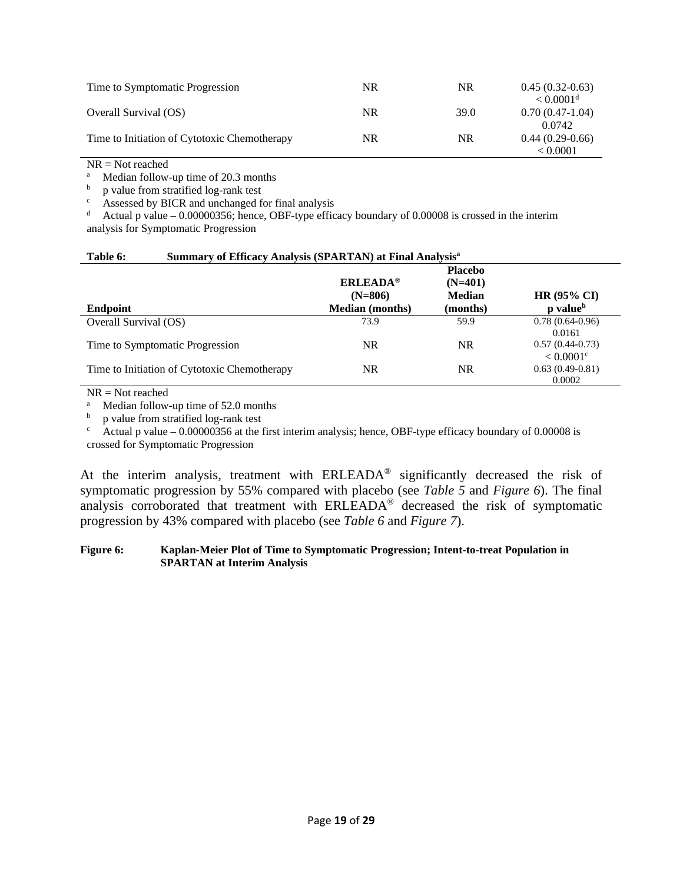| Time to Symptomatic Progression | NR | NR | 0.45 (0.32-0.63) < 0.0001[d] |
|---|---|---|---|
| Overall Survival (OS) | NR | 39.0 | 0.70 (0.47-1.04) 0.0742 |
| Time to Initiation of Cytotoxic Chemotherapy | NR | NR | 0.44 (0.29-0.66) < 0.0001 |

NR = Not reached

[a] Median follow-up time of 20.3 months

[b] p value from stratified log-rank test

[c] Assessed by BICR and unchanged for final analysis

[d] Actual p value – 0.00000356; hence, OBF-type efficacy boundary of 0.00008 is crossed in the interim analysis for Symptomatic Progression

**Table 6: Summary of Efficacy Analysis (SPARTAN) at Final Analysis[a]**

| Endpoint | ERLEADA® (N=806) Median (months) | Placebo (N=401) Median (months) | HR (95% CI) p value[b] |
|---|---|---|---|
| Overall Survival (OS) | 73.9 | 59.9 | 0.78 (0.64-0.96) 0.0161 |
| Time to Symptomatic Progression | NR | NR | 0.57 (0.44-0.73) < 0.0001[c] |
| Time to Initiation of Cytotoxic Chemotherapy | NR | NR | 0.63 (0.49-0.81) 0.0002 |

NR = Not reached

[a] Median follow-up time of 52.0 months

[b] p value from stratified log-rank test

[c] Actual p value – 0.00000356 at the first interim analysis; hence, OBF-type efficacy boundary of 0.00008 is crossed for Symptomatic Progression

At the interim analysis, treatment with ERLEADA® significantly decreased the risk of symptomatic progression by 55% compared with placebo (see *Table 5* and *Figure 6*). The final analysis corroborated that treatment with ERLEADA® decreased the risk of symptomatic progression by 43% compared with placebo (see *Table 6* and *Figure 7*).

**Figure 6: Kaplan-Meier Plot of Time to Symptomatic Progression; Intent-to-treat Population in SPARTAN at Interim Analysis**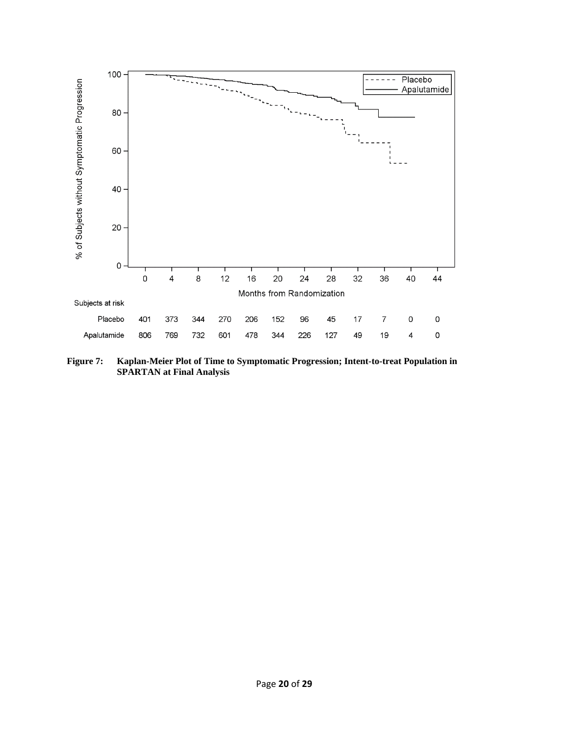Subjects at risk

| Months from Randomization | 0 | 4 | 8 | 12 | 16 | 20 | 24 | 28 | 32 | 36 | 40 | 44 |
|---|---|---|---|---|---|---|---|---|---|---|---|---|
| Placebo | 401 | 373 | 344 | 270 | 206 | 152 | 96 | 45 | 17 | 7 | 0 | 0 |
| Apalutamide | 806 | 769 | 732 | 601 | 478 | 344 | 226 | 127 | 49 | 19 | 4 | 0 |

**Figure 7: Kaplan-Meier Plot of Time to Symptomatic Progression; Intent-to-treat Population in SPARTAN at Final Analysis**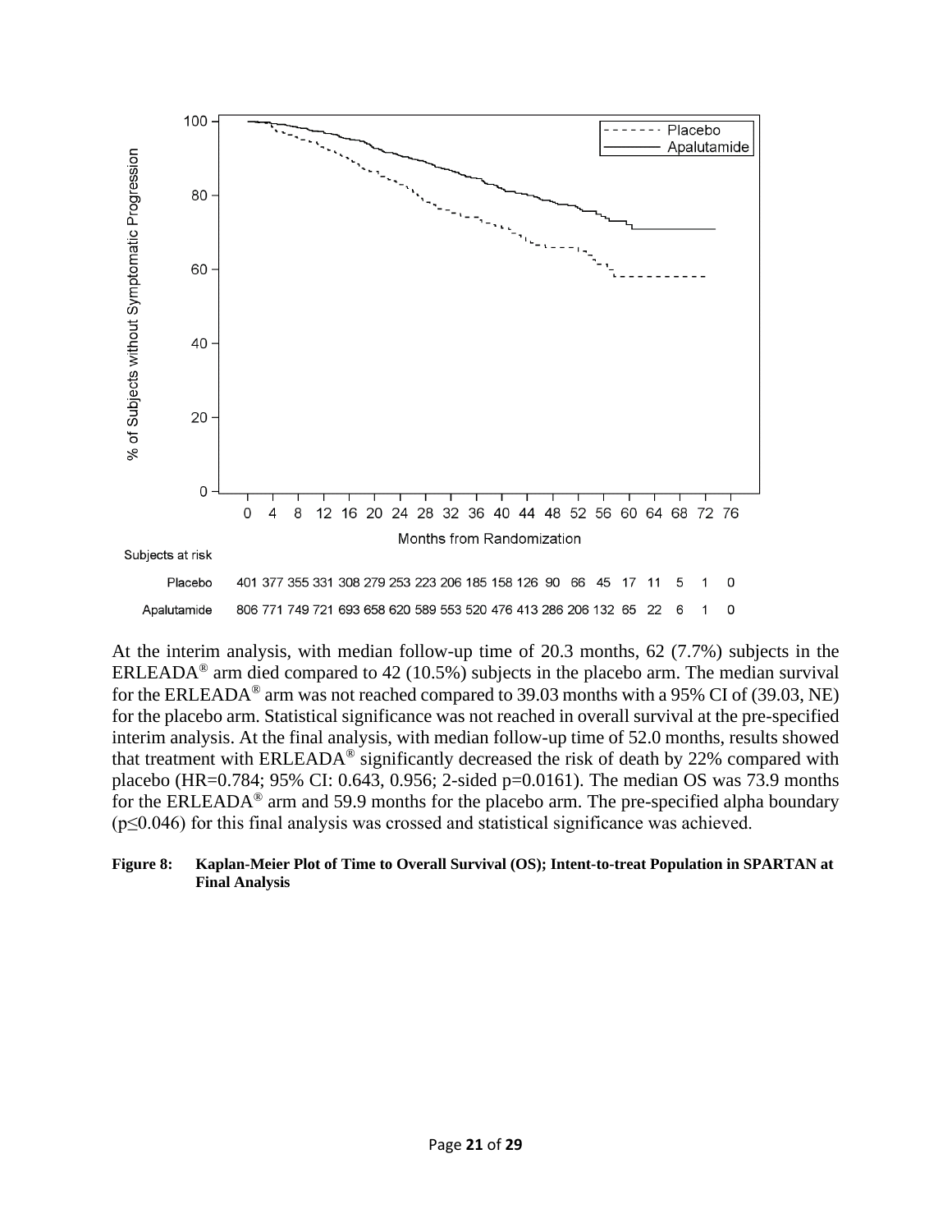At the interim analysis, with median follow-up time of 20.3 months, 62 (7.7%) subjects in the ERLEADA® arm died compared to 42 (10.5%) subjects in the placebo arm. The median survival for the ERLEADA® arm was not reached compared to 39.03 months with a 95% CI of (39.03, NE) for the placebo arm. Statistical significance was not reached in overall survival at the pre-specified interim analysis. At the final analysis, with median follow-up time of 52.0 months, results showed that treatment with ERLEADA® significantly decreased the risk of death by 22% compared with placebo (HR=0.784; 95% CI: 0.643, 0.956; 2-sided p=0.0161). The median OS was 73.9 months for the ERLEADA® arm and 59.9 months for the placebo arm. The pre-specified alpha boundary ($p \leq 0.046$) for this final analysis was crossed and statistical significance was achieved.

**Figure 8: Kaplan-Meier Plot of Time to Overall Survival (OS); Intent-to-treat Population in SPARTAN at Final Analysis**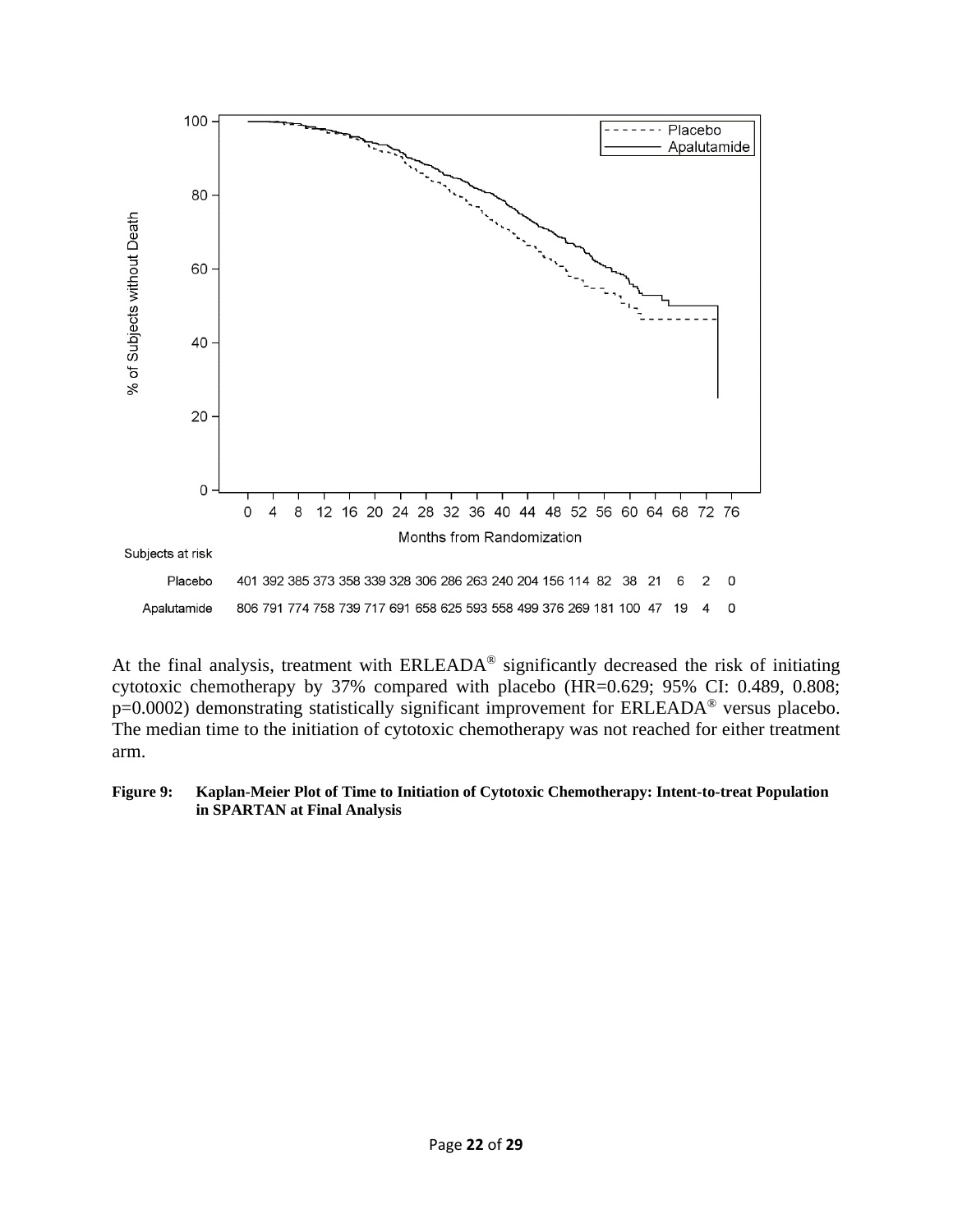Subjects at risk

| Months from Randomization | 0 | 4 | 8 | 12 | 16 | 20 | 24 | 28 | 32 | 36 | 40 | 44 | 48 | 52 | 56 | 60 | 64 | 68 | 72 | 76 |
|---|---|---|---|---|---|---|---|---|---|---|---|---|---|---|---|---|---|---|---|---|
| Placebo | 401 | 392 | 385 | 373 | 358 | 339 | 328 | 306 | 286 | 263 | 240 | 204 | 156 | 114 | 82 | 38 | 21 | 6 | 2 | 0 |
| Apalutamide | 806 | 791 | 774 | 758 | 739 | 717 | 691 | 658 | 625 | 593 | 558 | 499 | 376 | 269 | 181 | 100 | 47 | 19 | 4 | 0 |

At the final analysis, treatment with ERLEADA® significantly decreased the risk of initiating cytotoxic chemotherapy by 37% compared with placebo (HR=0.629; 95% CI: 0.489, 0.808; p=0.0002) demonstrating statistically significant improvement for ERLEADA® versus placebo. The median time to the initiation of cytotoxic chemotherapy was not reached for either treatment arm.

**Figure 9: Kaplan-Meier Plot of Time to Initiation of Cytotoxic Chemotherapy: Intent-to-treat Population in SPARTAN at Final Analysis**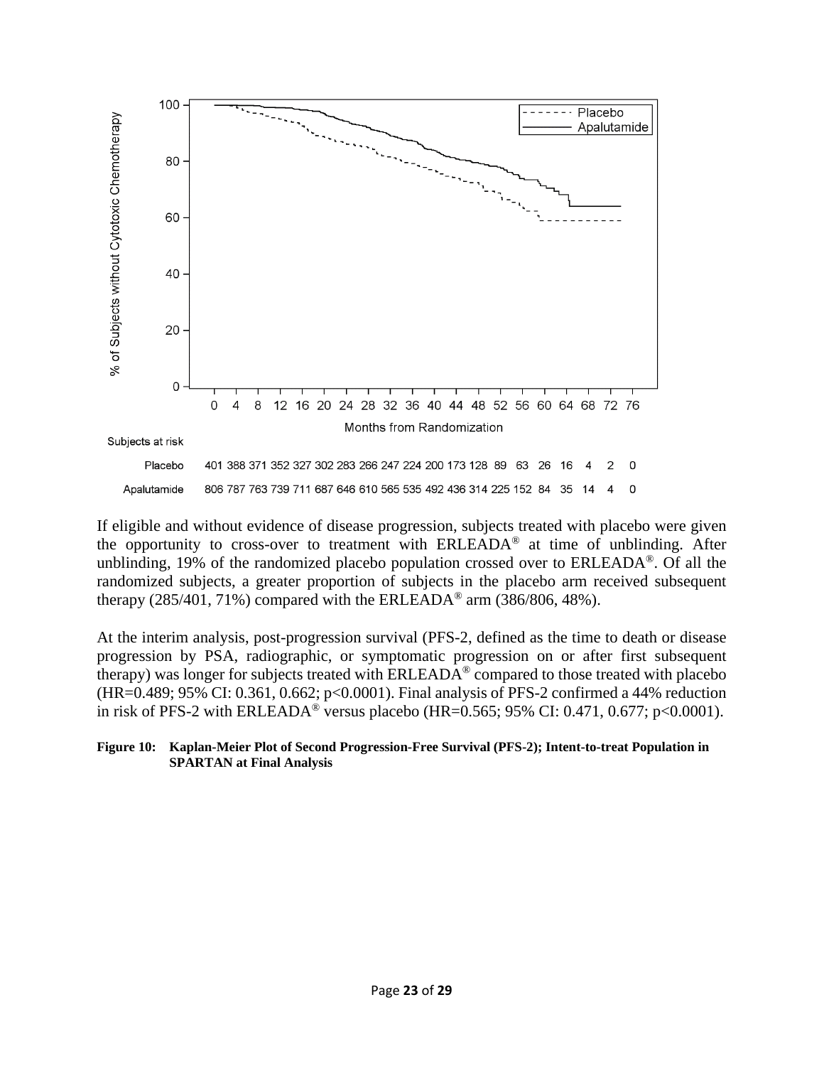Subjects at risk

| | 0 | 4 | 8 | 12 | 16 | 20 | 24 | 28 | 32 | 36 | 40 | 44 | 48 | 52 | 56 | 60 | 64 | 68 | 72 | 76 |
|---|---|---|---|---|---|---|---|---|---|---|---|---|---|---|---|---|---|---|---|---|
| Placebo | 401 | 388 | 371 | 352 | 327 | 302 | 283 | 266 | 247 | 224 | 200 | 173 | 128 | 89 | 63 | 26 | 16 | 4 | 2 | 0 |
| Apalutamide | 806 | 787 | 763 | 739 | 711 | 687 | 646 | 610 | 565 | 535 | 492 | 436 | 314 | 225 | 152 | 84 | 35 | 14 | 4 | 0 |

If eligible and without evidence of disease progression, subjects treated with placebo were given the opportunity to cross-over to treatment with ERLEADA® at time of unblinding. After unblinding, 19% of the randomized placebo population crossed over to ERLEADA®. Of all the randomized subjects, a greater proportion of subjects in the placebo arm received subsequent therapy (285/401, 71%) compared with the ERLEADA® arm (386/806, 48%).

At the interim analysis, post-progression survival (PFS-2, defined as the time to death or disease progression by PSA, radiographic, or symptomatic progression on or after first subsequent therapy) was longer for subjects treated with ERLEADA® compared to those treated with placebo (HR=0.489; 95% CI: 0.361, 0.662; p<0.0001). Final analysis of PFS-2 confirmed a 44% reduction in risk of PFS-2 with ERLEADA® versus placebo (HR=0.565; 95% CI: 0.471, 0.677; p<0.0001).

**Figure 10: Kaplan-Meier Plot of Second Progression-Free Survival (PFS-2); Intent-to-treat Population in SPARTAN at Final Analysis**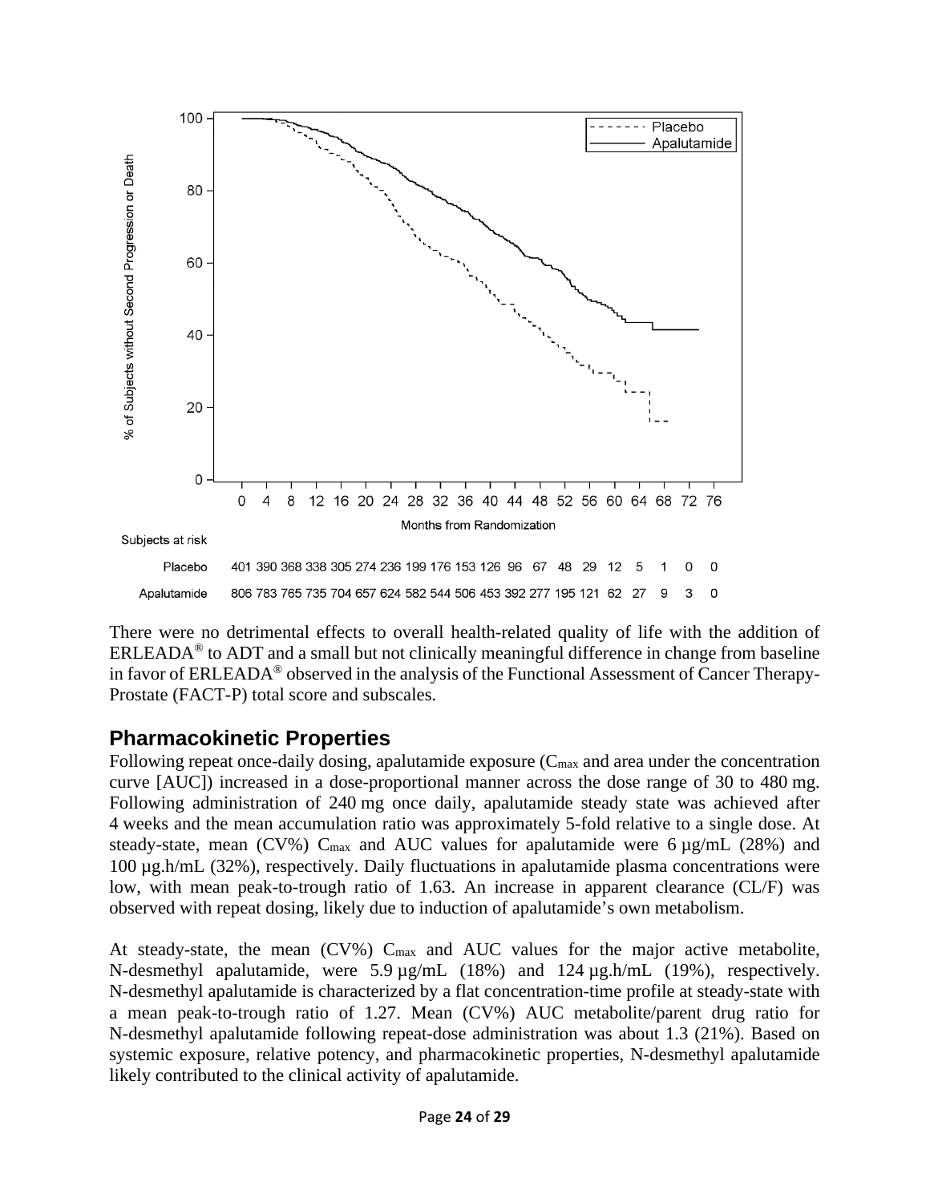Subjects at risk

| | 0 | 4 | 8 | 12 | 16 | 20 | 24 | 28 | 32 | 36 | 40 | 44 | 48 | 52 | 56 | 60 | 64 | 68 | 72 | 76 |
|---|---|---|---|---|---|---|---|---|---|---|---|---|---|---|---|---|---|---|---|---|
| Placebo | 401 | 390 | 368 | 338 | 305 | 274 | 236 | 199 | 176 | 153 | 126 | 96 | 67 | 48 | 29 | 12 | 5 | 1 | 0 | 0 |
| Apalutamide | 806 | 783 | 765 | 735 | 704 | 657 | 624 | 582 | 544 | 506 | 453 | 392 | 277 | 195 | 121 | 62 | 27 | 9 | 3 | 0 |

There were no detrimental effects to overall health-related quality of life with the addition of ERLEADA® to ADT and a small but not clinically meaningful difference in change from baseline in favor of ERLEADA® observed in the analysis of the Functional Assessment of Cancer Therapy-Prostate (FACT-P) total score and subscales.

## Pharmacokinetic Properties

Following repeat once-daily dosing, apalutamide exposure ($C_{max}$ and area under the concentration curve [AUC]) increased in a dose-proportional manner across the dose range of 30 to 480 mg. Following administration of 240 mg once daily, apalutamide steady state was achieved after 4 weeks and the mean accumulation ratio was approximately 5-fold relative to a single dose. At steady-state, mean (CV%) $C_{max}$ and AUC values for apalutamide were 6 µg/mL (28%) and 100 µg.h/mL (32%), respectively. Daily fluctuations in apalutamide plasma concentrations were low, with mean peak-to-trough ratio of 1.63. An increase in apparent clearance (CL/F) was observed with repeat dosing, likely due to induction of apalutamide's own metabolism.

At steady-state, the mean (CV%) $C_{max}$ and AUC values for the major active metabolite, N-desmethyl apalutamide, were 5.9 µg/mL (18%) and 124 µg.h/mL (19%), respectively. N-desmethyl apalutamide is characterized by a flat concentration-time profile at steady-state with a mean peak-to-trough ratio of 1.27. Mean (CV%) AUC metabolite/parent drug ratio for N-desmethyl apalutamide following repeat-dose administration was about 1.3 (21%). Based on systemic exposure, relative potency, and pharmacokinetic properties, N-desmethyl apalutamide likely contributed to the clinical activity of apalutamide.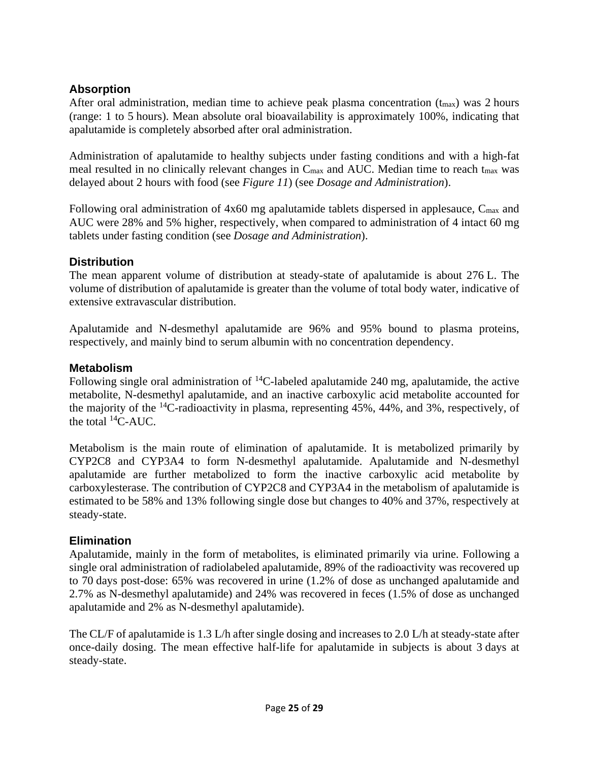### Absorption

After oral administration, median time to achieve peak plasma concentration ($t_{max}$) was 2 hours (range: 1 to 5 hours). Mean absolute oral bioavailability is approximately 100%, indicating that apalutamide is completely absorbed after oral administration.

Administration of apalutamide to healthy subjects under fasting conditions and with a high-fat meal resulted in no clinically relevant changes in $C_{max}$ and AUC. Median time to reach $t_{max}$ was delayed about 2 hours with food (see *Figure 11*) (see *Dosage and Administration*).

Following oral administration of 4x60 mg apalutamide tablets dispersed in applesauce, $C_{max}$ and AUC were 28% and 5% higher, respectively, when compared to administration of 4 intact 60 mg tablets under fasting condition (see *Dosage and Administration*).

### Distribution

The mean apparent volume of distribution at steady-state of apalutamide is about 276 L. The volume of distribution of apalutamide is greater than the volume of total body water, indicative of extensive extravascular distribution.

Apalutamide and N-desmethyl apalutamide are 96% and 95% bound to plasma proteins, respectively, and mainly bind to serum albumin with no concentration dependency.

### Metabolism

Following single oral administration of $^{14}$C-labeled apalutamide 240 mg, apalutamide, the active metabolite, N-desmethyl apalutamide, and an inactive carboxylic acid metabolite accounted for the majority of the $^{14}$C-radioactivity in plasma, representing 45%, 44%, and 3%, respectively, of the total $^{14}$C-AUC.

Metabolism is the main route of elimination of apalutamide. It is metabolized primarily by CYP2C8 and CYP3A4 to form N-desmethyl apalutamide. Apalutamide and N-desmethyl apalutamide are further metabolized to form the inactive carboxylic acid metabolite by carboxylesterase. The contribution of CYP2C8 and CYP3A4 in the metabolism of apalutamide is estimated to be 58% and 13% following single dose but changes to 40% and 37%, respectively at steady-state.

### Elimination

Apalutamide, mainly in the form of metabolites, is eliminated primarily via urine. Following a single oral administration of radiolabeled apalutamide, 89% of the radioactivity was recovered up to 70 days post-dose: 65% was recovered in urine (1.2% of dose as unchanged apalutamide and 2.7% as N-desmethyl apalutamide) and 24% was recovered in feces (1.5% of dose as unchanged apalutamide and 2% as N-desmethyl apalutamide).

The CL/F of apalutamide is 1.3 L/h after single dosing and increases to 2.0 L/h at steady-state after once-daily dosing. The mean effective half-life for apalutamide in subjects is about 3 days at steady-state.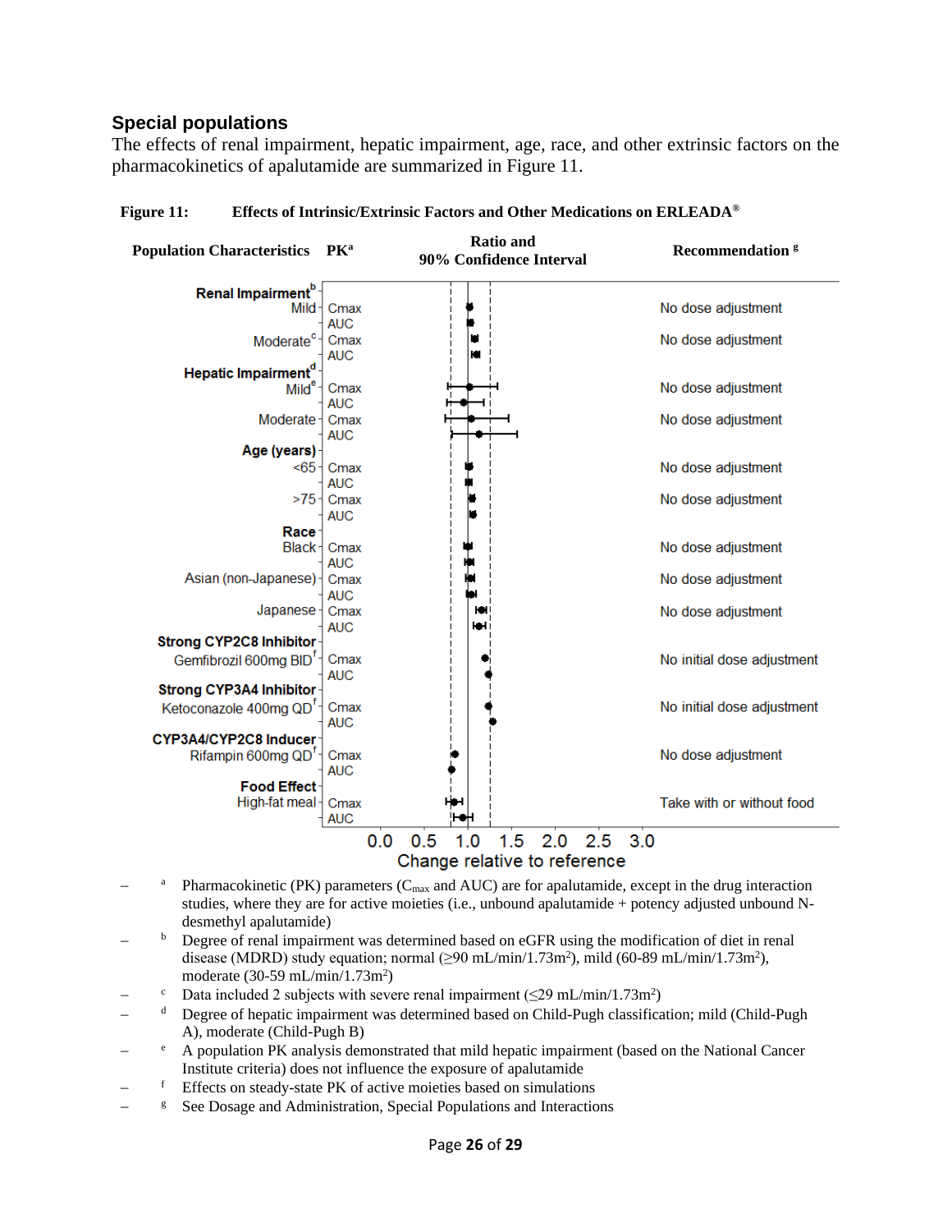## Special populations

The effects of renal impairment, hepatic impairment, age, race, and other extrinsic factors on the pharmacokinetics of apalutamide are summarized in Figure 11.

**Figure 11: Effects of Intrinsic/Extrinsic Factors and Other Medications on ERLEADA®**

| Population Characteristics | PK[a] | Ratio and 90% Confidence Interval | Recommendation [g] |
|---|---|---|---|
| **Renal Impairment**[b] | | | |
| Mild | Cmax | | No dose adjustment |
| | AUC | | |
| Moderate[c] | Cmax | | No dose adjustment |
| | AUC | | |
| **Hepatic Impairment**[d] | | | |
| Mild[e] | Cmax | | No dose adjustment |
| | AUC | | |
| Moderate | Cmax | | No dose adjustment |
| | AUC | | |
| **Age (years)** | | | |
| <65 | Cmax | | No dose adjustment |
| | AUC | | |
| >75 | Cmax | | No dose adjustment |
| | AUC | | |
| **Race** | | | |
| Black | Cmax | | No dose adjustment |
| | AUC | | |
| Asian (non-Japanese) | Cmax | | No dose adjustment |
| | AUC | | |
| Japanese | Cmax | | No dose adjustment |
| | AUC | | |
| **Strong CYP2C8 Inhibitor** | | | |
| Gemfibrozil 600mg BID[f] | Cmax | | No initial dose adjustment |
| | AUC | | |
| **Strong CYP3A4 Inhibitor** | | | |
| Ketoconazole 400mg QD[f] | Cmax | | No initial dose adjustment |
| | AUC | | |
| **CYP3A4/CYP2C8 Inducer** | | | |
| Rifampin 600mg QD[f] | Cmax | | No dose adjustment |
| | AUC | | |
| **Food Effect** | | | |
| High-fat meal | Cmax | | Take with or without food |
| | AUC | | |

x-axis: 0.0 0.5 1.0 1.5 2.0 2.5 3.0 — Change relative to reference

- [a] Pharmacokinetic (PK) parameters ($C_{max}$ and AUC) are for apalutamide, except in the drug interaction studies, where they are for active moieties (i.e., unbound apalutamide + potency adjusted unbound N-desmethyl apalutamide)
- [b] Degree of renal impairment was determined based on eGFR using the modification of diet in renal disease (MDRD) study equation; normal (≥90 mL/min/1.73m$^2$), mild (60-89 mL/min/1.73m$^2$), moderate (30-59 mL/min/1.73m$^2$)
- [c] Data included 2 subjects with severe renal impairment (≤29 mL/min/1.73m$^2$)
- [d] Degree of hepatic impairment was determined based on Child-Pugh classification; mild (Child-Pugh A), moderate (Child-Pugh B)
- [e] A population PK analysis demonstrated that mild hepatic impairment (based on the National Cancer Institute criteria) does not influence the exposure of apalutamide
- [f] Effects on steady-state PK of active moieties based on simulations
- [g] See Dosage and Administration, Special Populations and Interactions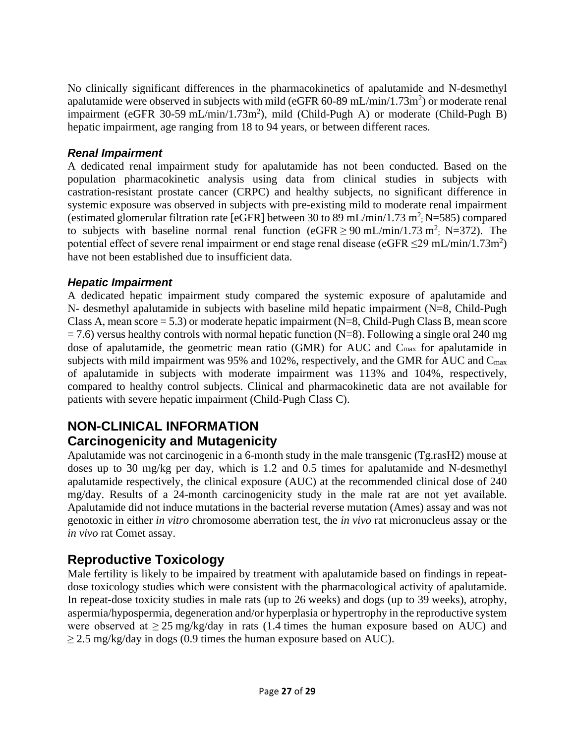No clinically significant differences in the pharmacokinetics of apalutamide and N-desmethyl apalutamide were observed in subjects with mild (eGFR 60-89 mL/min/1.73m$^2$) or moderate renal impairment (eGFR 30-59 mL/min/1.73m$^2$), mild (Child-Pugh A) or moderate (Child-Pugh B) hepatic impairment, age ranging from 18 to 94 years, or between different races.

### *Renal Impairment*

A dedicated renal impairment study for apalutamide has not been conducted. Based on the population pharmacokinetic analysis using data from clinical studies in subjects with castration-resistant prostate cancer (CRPC) and healthy subjects, no significant difference in systemic exposure was observed in subjects with pre-existing mild to moderate renal impairment (estimated glomerular filtration rate [eGFR] between 30 to 89 mL/min/1.73 m$^2$; N=585) compared to subjects with baseline normal renal function (eGFR ≥ 90 mL/min/1.73 m$^2$; N=372). The potential effect of severe renal impairment or end stage renal disease (eGFR ≤29 mL/min/1.73m$^2$) have not been established due to insufficient data.

### *Hepatic Impairment*

A dedicated hepatic impairment study compared the systemic exposure of apalutamide and N- desmethyl apalutamide in subjects with baseline mild hepatic impairment (N=8, Child-Pugh Class A, mean score = 5.3) or moderate hepatic impairment (N=8, Child-Pugh Class B, mean score = 7.6) versus healthy controls with normal hepatic function (N=8). Following a single oral 240 mg dose of apalutamide, the geometric mean ratio (GMR) for AUC and $C_{max}$ for apalutamide in subjects with mild impairment was 95% and 102%, respectively, and the GMR for AUC and $C_{max}$ of apalutamide in subjects with moderate impairment was 113% and 104%, respectively, compared to healthy control subjects. Clinical and pharmacokinetic data are not available for patients with severe hepatic impairment (Child-Pugh Class C).

# NON-CLINICAL INFORMATION

## Carcinogenicity and Mutagenicity

Apalutamide was not carcinogenic in a 6-month study in the male transgenic (Tg.rasH2) mouse at doses up to 30 mg/kg per day, which is 1.2 and 0.5 times for apalutamide and N-desmethyl apalutamide respectively, the clinical exposure (AUC) at the recommended clinical dose of 240 mg/day. Results of a 24-month carcinogenicity study in the male rat are not yet available. Apalutamide did not induce mutations in the bacterial reverse mutation (Ames) assay and was not genotoxic in either *in vitro* chromosome aberration test, the *in vivo* rat micronucleus assay or the *in vivo* rat Comet assay.

## Reproductive Toxicology

Male fertility is likely to be impaired by treatment with apalutamide based on findings in repeat-dose toxicology studies which were consistent with the pharmacological activity of apalutamide. In repeat-dose toxicity studies in male rats (up to 26 weeks) and dogs (up to 39 weeks), atrophy, aspermia/hypospermia, degeneration and/or hyperplasia or hypertrophy in the reproductive system were observed at ≥ 25 mg/kg/day in rats (1.4 times the human exposure based on AUC) and ≥ 2.5 mg/kg/day in dogs (0.9 times the human exposure based on AUC).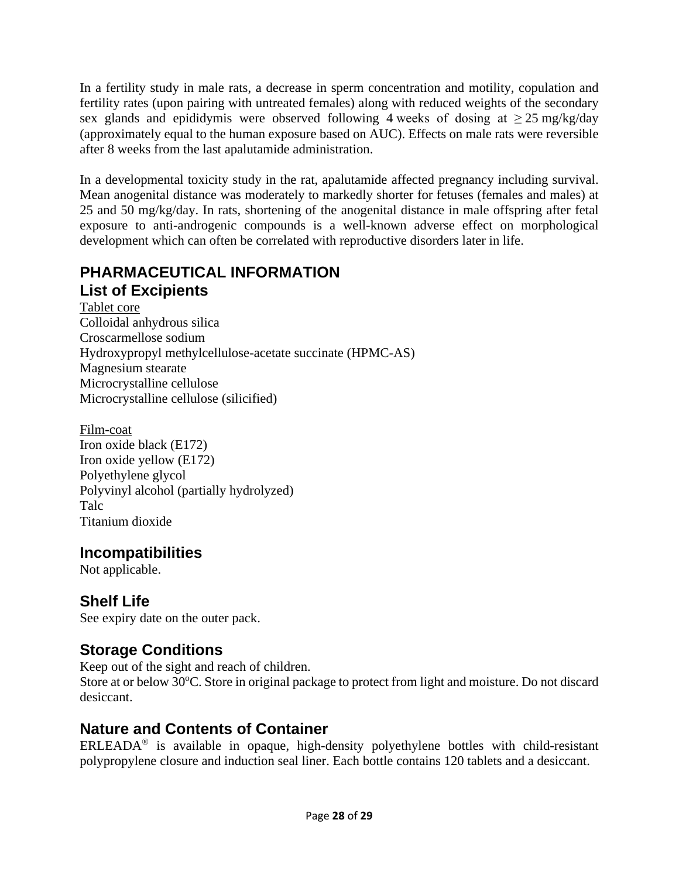In a fertility study in male rats, a decrease in sperm concentration and motility, copulation and fertility rates (upon pairing with untreated females) along with reduced weights of the secondary sex glands and epididymis were observed following 4 weeks of dosing at ≥ 25 mg/kg/day (approximately equal to the human exposure based on AUC). Effects on male rats were reversible after 8 weeks from the last apalutamide administration.

In a developmental toxicity study in the rat, apalutamide affected pregnancy including survival. Mean anogenital distance was moderately to markedly shorter for fetuses (females and males) at 25 and 50 mg/kg/day. In rats, shortening of the anogenital distance in male offspring after fetal exposure to anti-androgenic compounds is a well-known adverse effect on morphological development which can often be correlated with reproductive disorders later in life.

# PHARMACEUTICAL INFORMATION

## List of Excipients

Tablet core
Colloidal anhydrous silica
Croscarmellose sodium
Hydroxypropyl methylcellulose-acetate succinate (HPMC-AS)
Magnesium stearate
Microcrystalline cellulose
Microcrystalline cellulose (silicified)

Film-coat
Iron oxide black (E172)
Iron oxide yellow (E172)
Polyethylene glycol
Polyvinyl alcohol (partially hydrolyzed)
Talc
Titanium dioxide

## Incompatibilities

Not applicable.

## Shelf Life

See expiry date on the outer pack.

## Storage Conditions

Keep out of the sight and reach of children.
Store at or below 30°C. Store in original package to protect from light and moisture. Do not discard desiccant.

## Nature and Contents of Container

ERLEADA® is available in opaque, high-density polyethylene bottles with child-resistant polypropylene closure and induction seal liner. Each bottle contains 120 tablets and a desiccant.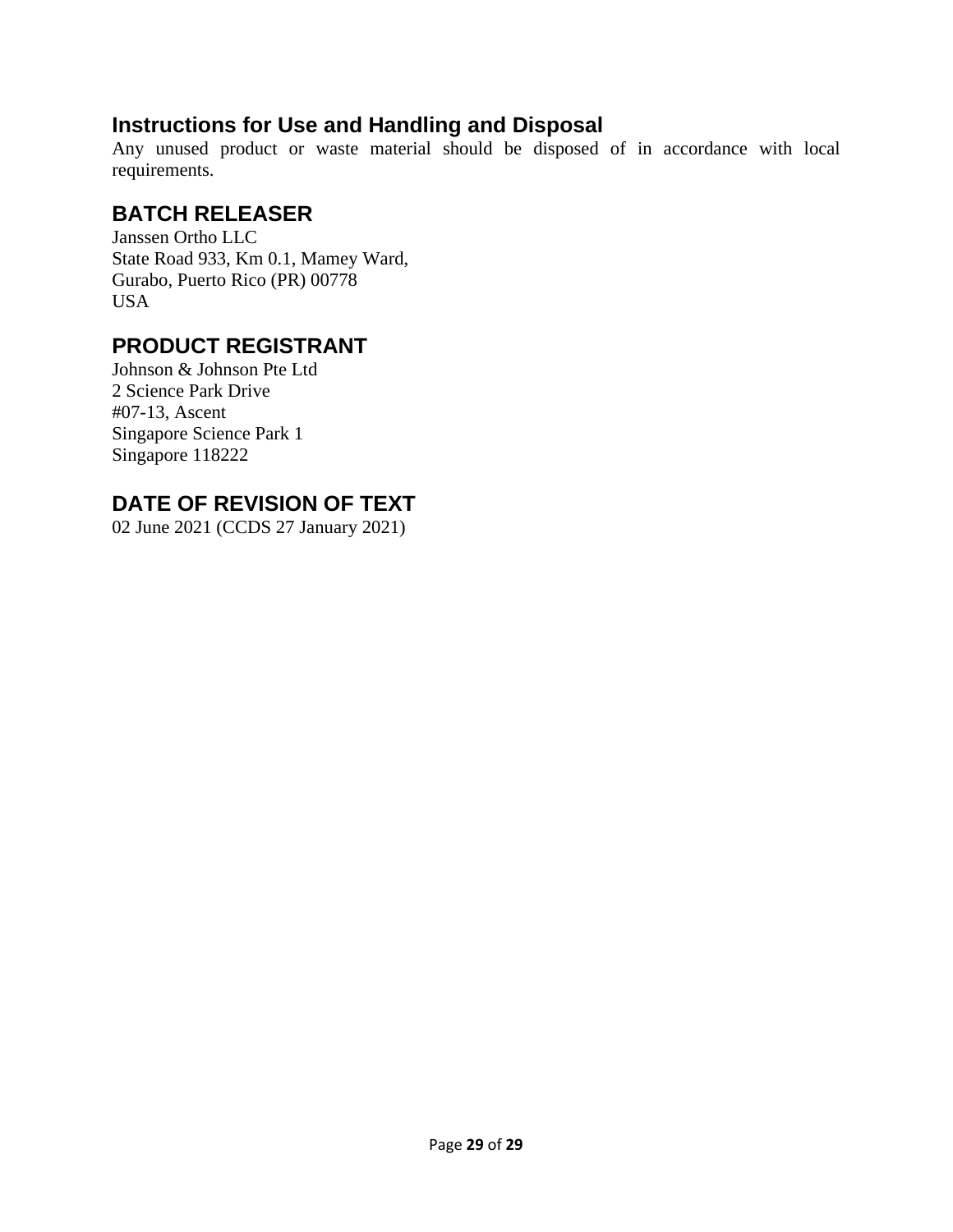## Instructions for Use and Handling and Disposal

Any unused product or waste material should be disposed of in accordance with local requirements.

## BATCH RELEASER

Janssen Ortho LLC
State Road 933, Km 0.1, Mamey Ward,
Gurabo, Puerto Rico (PR) 00778
USA

## PRODUCT REGISTRANT

Johnson & Johnson Pte Ltd
2 Science Park Drive
#07-13, Ascent
Singapore Science Park 1
Singapore 118222

## DATE OF REVISION OF TEXT

02 June 2021 (CCDS 27 January 2021)